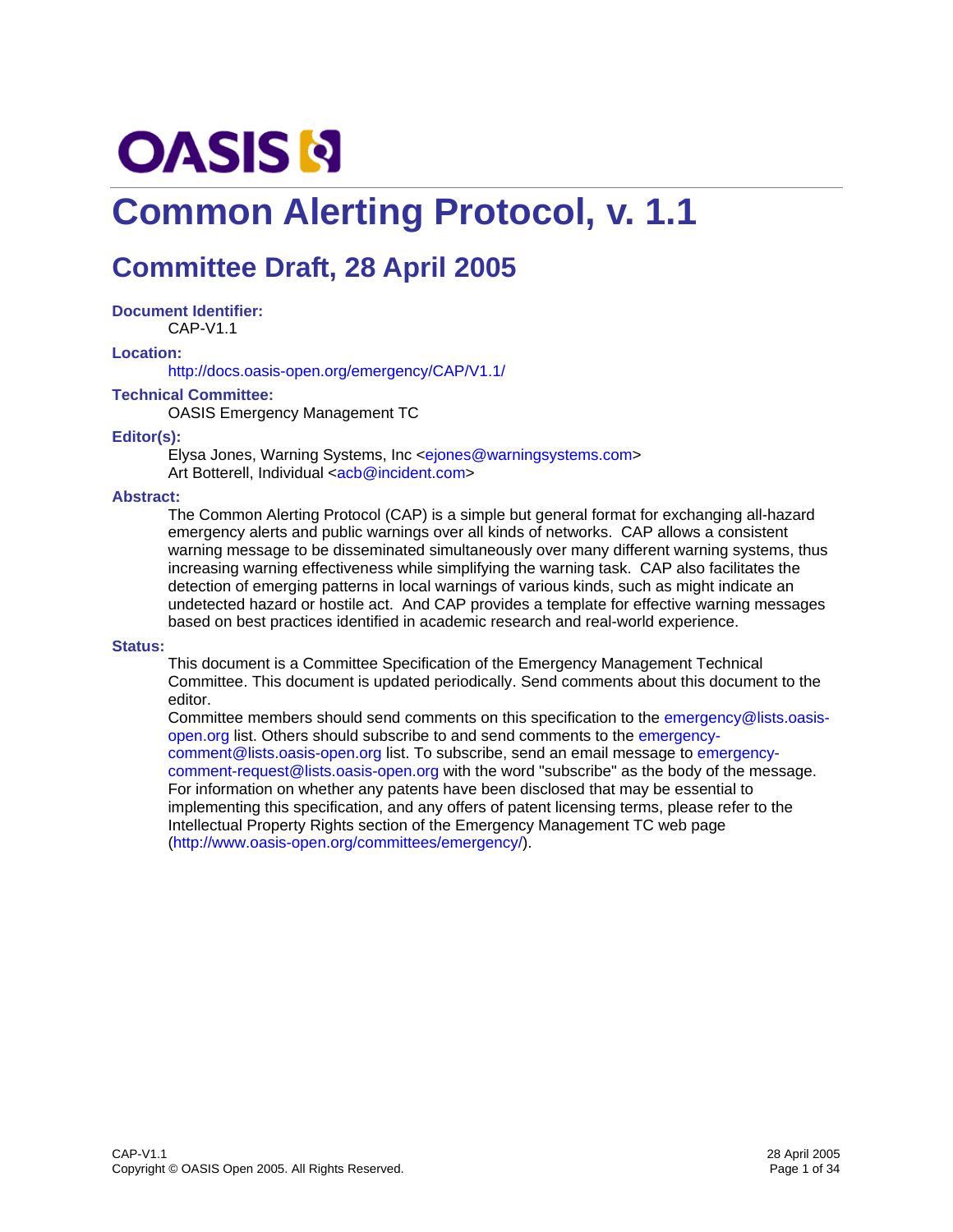OASIS

# Common Alerting Protocol, v. 1.1

## Committee Draft, 28 April 2005

**Document Identifier:**

CAP-V1.1

**Location:**

http://docs.oasis-open.org/emergency/CAP/V1.1/

**Technical Committee:**

OASIS Emergency Management TC

**Editor(s):**

Elysa Jones, Warning Systems, Inc <ejones@warningsystems.com>
Art Botterell, Individual <acb@incident.com>

**Abstract:**

The Common Alerting Protocol (CAP) is a simple but general format for exchanging all-hazard emergency alerts and public warnings over all kinds of networks. CAP allows a consistent warning message to be disseminated simultaneously over many different warning systems, thus increasing warning effectiveness while simplifying the warning task. CAP also facilitates the detection of emerging patterns in local warnings of various kinds, such as might indicate an undetected hazard or hostile act. And CAP provides a template for effective warning messages based on best practices identified in academic research and real-world experience.

**Status:**

This document is a Committee Specification of the Emergency Management Technical Committee. This document is updated periodically. Send comments about this document to the editor.

Committee members should send comments on this specification to the emergency@lists.oasis-open.org list. Others should subscribe to and send comments to the emergency-comment@lists.oasis-open.org list. To subscribe, send an email message to emergency-comment-request@lists.oasis-open.org with the word "subscribe" as the body of the message. For information on whether any patents have been disclosed that may be essential to implementing this specification, and any offers of patent licensing terms, please refer to the Intellectual Property Rights section of the Emergency Management TC web page (http://www.oasis-open.org/committees/emergency/).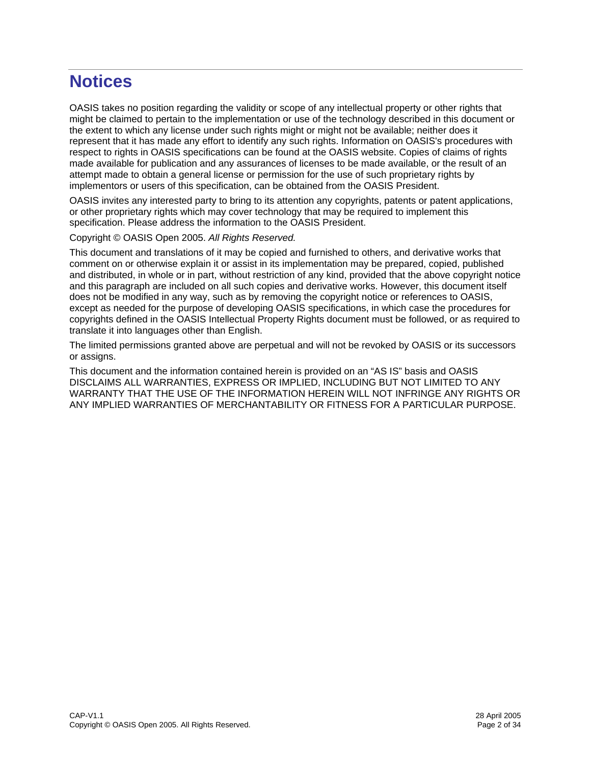# Notices

OASIS takes no position regarding the validity or scope of any intellectual property or other rights that might be claimed to pertain to the implementation or use of the technology described in this document or the extent to which any license under such rights might or might not be available; neither does it represent that it has made any effort to identify any such rights. Information on OASIS's procedures with respect to rights in OASIS specifications can be found at the OASIS website. Copies of claims of rights made available for publication and any assurances of licenses to be made available, or the result of an attempt made to obtain a general license or permission for the use of such proprietary rights by implementors or users of this specification, can be obtained from the OASIS President.

OASIS invites any interested party to bring to its attention any copyrights, patents or patent applications, or other proprietary rights which may cover technology that may be required to implement this specification. Please address the information to the OASIS President.

Copyright © OASIS Open 2005. *All Rights Reserved.*

This document and translations of it may be copied and furnished to others, and derivative works that comment on or otherwise explain it or assist in its implementation may be prepared, copied, published and distributed, in whole or in part, without restriction of any kind, provided that the above copyright notice and this paragraph are included on all such copies and derivative works. However, this document itself does not be modified in any way, such as by removing the copyright notice or references to OASIS, except as needed for the purpose of developing OASIS specifications, in which case the procedures for copyrights defined in the OASIS Intellectual Property Rights document must be followed, or as required to translate it into languages other than English.

The limited permissions granted above are perpetual and will not be revoked by OASIS or its successors or assigns.

This document and the information contained herein is provided on an "AS IS" basis and OASIS DISCLAIMS ALL WARRANTIES, EXPRESS OR IMPLIED, INCLUDING BUT NOT LIMITED TO ANY WARRANTY THAT THE USE OF THE INFORMATION HEREIN WILL NOT INFRINGE ANY RIGHTS OR ANY IMPLIED WARRANTIES OF MERCHANTABILITY OR FITNESS FOR A PARTICULAR PURPOSE.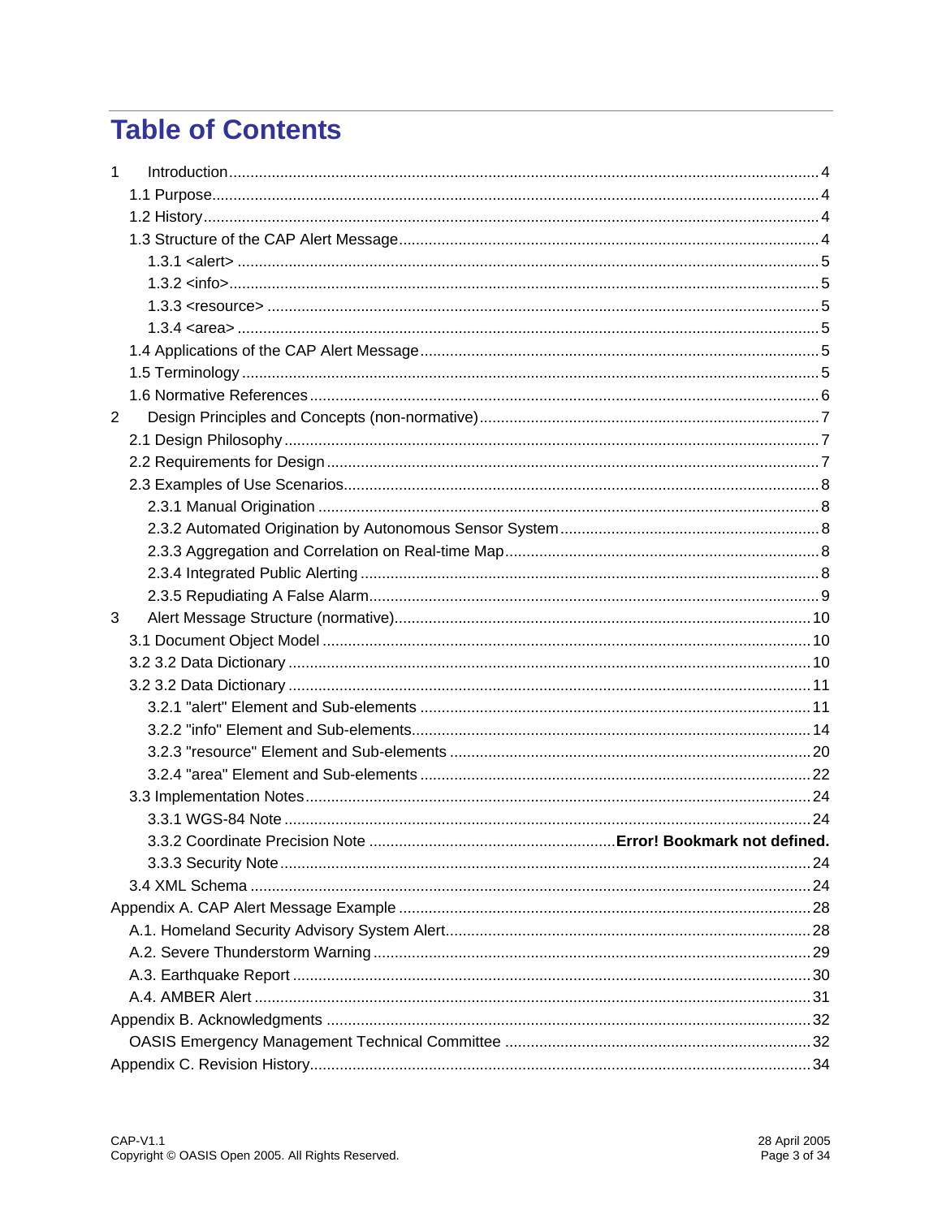# Table of Contents

1 Introduction ........................................................................................ 4
- 1.1 Purpose ........................................................................................ 4
- 1.2 History ........................................................................................ 4
- 1.3 Structure of the CAP Alert Message ........................................................................................ 4
  - 1.3.1 <alert> ........................................................................................ 5
  - 1.3.2 <info> ........................................................................................ 5
  - 1.3.3 <resource> ........................................................................................ 5
  - 1.3.4 <area> ........................................................................................ 5
- 1.4 Applications of the CAP Alert Message ........................................................................................ 5
- 1.5 Terminology ........................................................................................ 5
- 1.6 Normative References ........................................................................................ 6

2 Design Principles and Concepts (non-normative) ........................................................................................ 7
- 2.1 Design Philosophy ........................................................................................ 7
- 2.2 Requirements for Design ........................................................................................ 7
- 2.3 Examples of Use Scenarios ........................................................................................ 8
  - 2.3.1 Manual Origination ........................................................................................ 8
  - 2.3.2 Automated Origination by Autonomous Sensor System ........................................................................................ 8
  - 2.3.3 Aggregation and Correlation on Real-time Map ........................................................................................ 8
  - 2.3.4 Integrated Public Alerting ........................................................................................ 8
  - 2.3.5 Repudiating A False Alarm ........................................................................................ 9

3 Alert Message Structure (normative) ........................................................................................ 10
- 3.1 Document Object Model ........................................................................................ 10
- 3.2 3.2 Data Dictionary ........................................................................................ 10
- 3.2 3.2 Data Dictionary ........................................................................................ 11
  - 3.2.1 "alert" Element and Sub-elements ........................................................................................ 11
  - 3.2.2 "info" Element and Sub-elements ........................................................................................ 14
  - 3.2.3 "resource" Element and Sub-elements ........................................................................................ 20
  - 3.2.4 "area" Element and Sub-elements ........................................................................................ 22
- 3.3 Implementation Notes ........................................................................................ 24
  - 3.3.1 WGS-84 Note ........................................................................................ 24
  - 3.3.2 Coordinate Precision Note ........................................................................................ **Error! Bookmark not defined.**
  - 3.3.3 Security Note ........................................................................................ 24
- 3.4 XML Schema ........................................................................................ 24

Appendix A. CAP Alert Message Example ........................................................................................ 28
- A.1. Homeland Security Advisory System Alert ........................................................................................ 28
- A.2. Severe Thunderstorm Warning ........................................................................................ 29
- A.3. Earthquake Report ........................................................................................ 30
- A.4. AMBER Alert ........................................................................................ 31

Appendix B. Acknowledgments ........................................................................................ 32
- OASIS Emergency Management Technical Committee ........................................................................................ 32

Appendix C. Revision History ........................................................................................ 34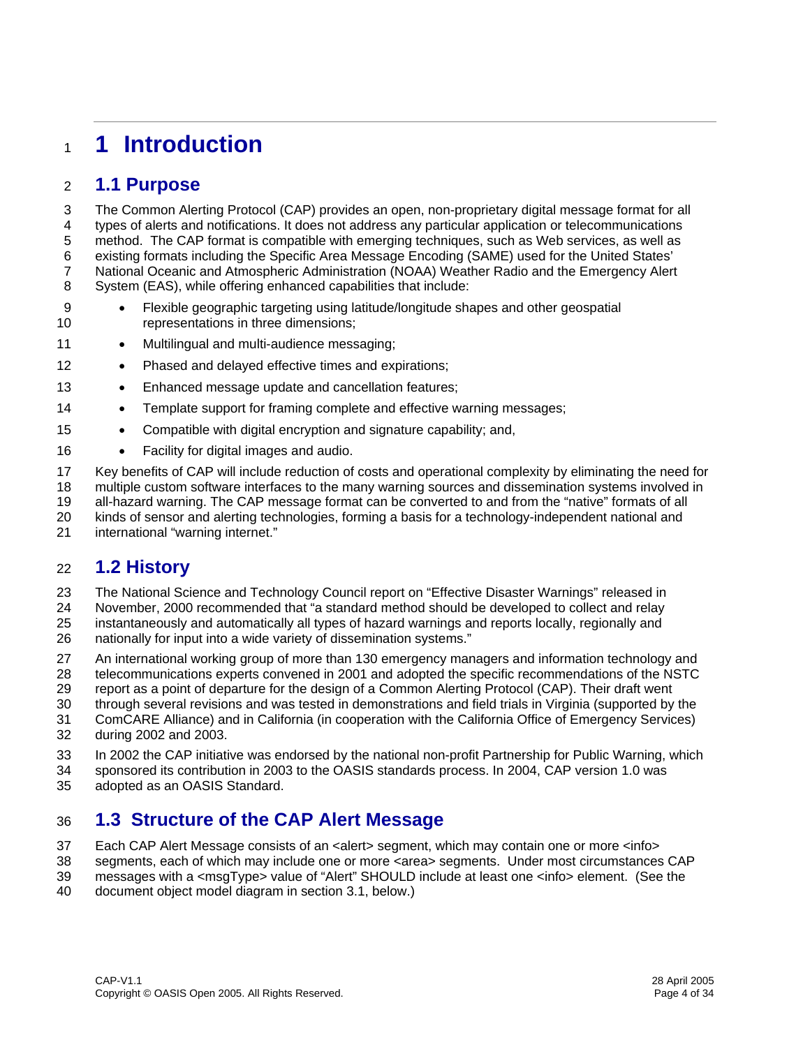# 1 Introduction

## 1.1 Purpose

The Common Alerting Protocol (CAP) provides an open, non-proprietary digital message format for all types of alerts and notifications. It does not address any particular application or telecommunications method. The CAP format is compatible with emerging techniques, such as Web services, as well as existing formats including the Specific Area Message Encoding (SAME) used for the United States' National Oceanic and Atmospheric Administration (NOAA) Weather Radio and the Emergency Alert System (EAS), while offering enhanced capabilities that include:

- Flexible geographic targeting using latitude/longitude shapes and other geospatial representations in three dimensions;
- Multilingual and multi-audience messaging;
- Phased and delayed effective times and expirations;
- Enhanced message update and cancellation features;
- Template support for framing complete and effective warning messages;
- Compatible with digital encryption and signature capability; and,
- Facility for digital images and audio.

Key benefits of CAP will include reduction of costs and operational complexity by eliminating the need for multiple custom software interfaces to the many warning sources and dissemination systems involved in all-hazard warning. The CAP message format can be converted to and from the "native" formats of all kinds of sensor and alerting technologies, forming a basis for a technology-independent national and international "warning internet."

## 1.2 History

The National Science and Technology Council report on "Effective Disaster Warnings" released in November, 2000 recommended that "a standard method should be developed to collect and relay instantaneously and automatically all types of hazard warnings and reports locally, regionally and nationally for input into a wide variety of dissemination systems."

An international working group of more than 130 emergency managers and information technology and telecommunications experts convened in 2001 and adopted the specific recommendations of the NSTC report as a point of departure for the design of a Common Alerting Protocol (CAP). Their draft went through several revisions and was tested in demonstrations and field trials in Virginia (supported by the ComCARE Alliance) and in California (in cooperation with the California Office of Emergency Services) during 2002 and 2003.

In 2002 the CAP initiative was endorsed by the national non-profit Partnership for Public Warning, which sponsored its contribution in 2003 to the OASIS standards process. In 2004, CAP version 1.0 was adopted as an OASIS Standard.

## 1.3 Structure of the CAP Alert Message

Each CAP Alert Message consists of an <alert> segment, which may contain one or more <info> segments, each of which may include one or more <area> segments. Under most circumstances CAP messages with a <msgType> value of "Alert" SHOULD include at least one <info> element. (See the document object model diagram in section 3.1, below.)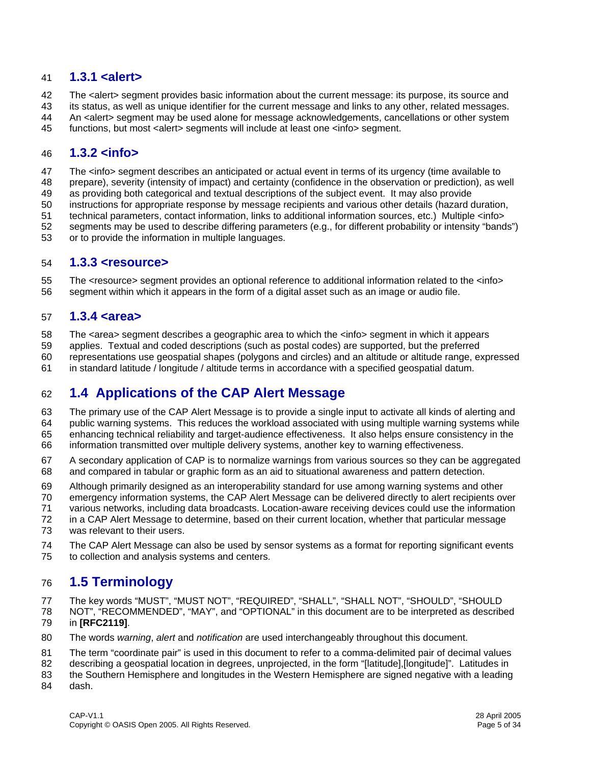### 1.3.1 <alert>

The <alert> segment provides basic information about the current message: its purpose, its source and its status, as well as unique identifier for the current message and links to any other, related messages. An <alert> segment may be used alone for message acknowledgements, cancellations or other system functions, but most <alert> segments will include at least one <info> segment.

### 1.3.2 <info>

The <info> segment describes an anticipated or actual event in terms of its urgency (time available to prepare), severity (intensity of impact) and certainty (confidence in the observation or prediction), as well as providing both categorical and textual descriptions of the subject event. It may also provide instructions for appropriate response by message recipients and various other details (hazard duration, technical parameters, contact information, links to additional information sources, etc.) Multiple <info> segments may be used to describe differing parameters (e.g., for different probability or intensity "bands") or to provide the information in multiple languages.

### 1.3.3 <resource>

The <resource> segment provides an optional reference to additional information related to the <info> segment within which it appears in the form of a digital asset such as an image or audio file.

### 1.3.4 <area>

The <area> segment describes a geographic area to which the <info> segment in which it appears applies. Textual and coded descriptions (such as postal codes) are supported, but the preferred representations use geospatial shapes (polygons and circles) and an altitude or altitude range, expressed in standard latitude / longitude / altitude terms in accordance with a specified geospatial datum.

## 1.4 Applications of the CAP Alert Message

The primary use of the CAP Alert Message is to provide a single input to activate all kinds of alerting and public warning systems. This reduces the workload associated with using multiple warning systems while enhancing technical reliability and target-audience effectiveness. It also helps ensure consistency in the information transmitted over multiple delivery systems, another key to warning effectiveness.

A secondary application of CAP is to normalize warnings from various sources so they can be aggregated and compared in tabular or graphic form as an aid to situational awareness and pattern detection.

Although primarily designed as an interoperability standard for use among warning systems and other emergency information systems, the CAP Alert Message can be delivered directly to alert recipients over various networks, including data broadcasts. Location-aware receiving devices could use the information in a CAP Alert Message to determine, based on their current location, whether that particular message was relevant to their users.

The CAP Alert Message can also be used by sensor systems as a format for reporting significant events to collection and analysis systems and centers.

## 1.5 Terminology

The key words "MUST", "MUST NOT", "REQUIRED", "SHALL", "SHALL NOT", "SHOULD", "SHOULD NOT", "RECOMMENDED", "MAY", and "OPTIONAL" in this document are to be interpreted as described in **[RFC2119]**.

The words *warning*, *alert* and *notification* are used interchangeably throughout this document.

The term "coordinate pair" is used in this document to refer to a comma-delimited pair of decimal values describing a geospatial location in degrees, unprojected, in the form "[latitude],[longitude]". Latitudes in the Southern Hemisphere and longitudes in the Western Hemisphere are signed negative with a leading dash.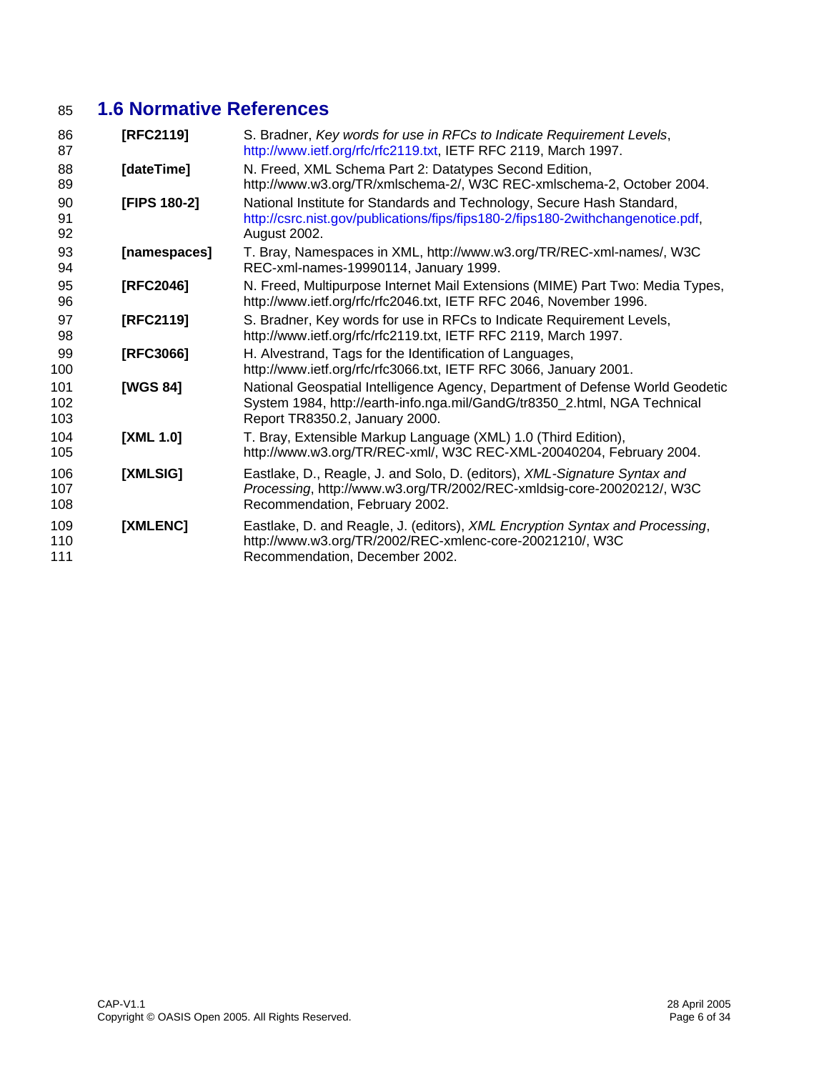## 1.6 Normative References

**[RFC2119]** S. Bradner, *Key words for use in RFCs to Indicate Requirement Levels*, http://www.ietf.org/rfc/rfc2119.txt, IETF RFC 2119, March 1997.

**[dateTime]** N. Freed, XML Schema Part 2: Datatypes Second Edition, http://www.w3.org/TR/xmlschema-2/, W3C REC-xmlschema-2, October 2004.

**[FIPS 180-2]** National Institute for Standards and Technology, Secure Hash Standard, http://csrc.nist.gov/publications/fips/fips180-2/fips180-2withchangenotice.pdf, August 2002.

**[namespaces]** T. Bray, Namespaces in XML, http://www.w3.org/TR/REC-xml-names/, W3C REC-xml-names-19990114, January 1999.

**[RFC2046]** N. Freed, Multipurpose Internet Mail Extensions (MIME) Part Two: Media Types, http://www.ietf.org/rfc/rfc2046.txt, IETF RFC 2046, November 1996.

**[RFC2119]** S. Bradner, Key words for use in RFCs to Indicate Requirement Levels, http://www.ietf.org/rfc/rfc2119.txt, IETF RFC 2119, March 1997.

**[RFC3066]** H. Alvestrand, Tags for the Identification of Languages, http://www.ietf.org/rfc/rfc3066.txt, IETF RFC 3066, January 2001.

**[WGS 84]** National Geospatial Intelligence Agency, Department of Defense World Geodetic System 1984, http://earth-info.nga.mil/GandG/tr8350_2.html, NGA Technical Report TR8350.2, January 2000.

**[XML 1.0]** T. Bray, Extensible Markup Language (XML) 1.0 (Third Edition), http://www.w3.org/TR/REC-xml/, W3C REC-XML-20040204, February 2004.

**[XMLSIG]** Eastlake, D., Reagle, J. and Solo, D. (editors), *XML-Signature Syntax and Processing*, http://www.w3.org/TR/2002/REC-xmldsig-core-20020212/, W3C Recommendation, February 2002.

**[XMLENC]** Eastlake, D. and Reagle, J. (editors), *XML Encryption Syntax and Processing*, http://www.w3.org/TR/2002/REC-xmlenc-core-20021210/, W3C Recommendation, December 2002.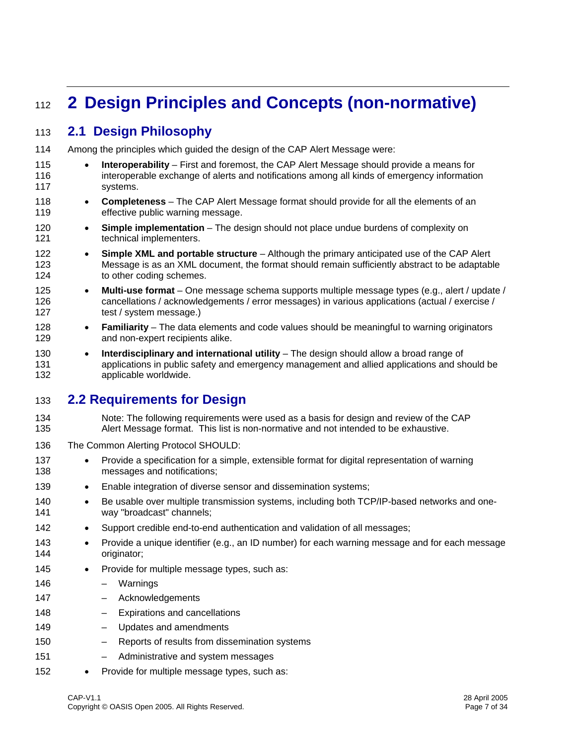# 2 Design Principles and Concepts (non-normative)

## 2.1 Design Philosophy

Among the principles which guided the design of the CAP Alert Message were:

- **Interoperability** – First and foremost, the CAP Alert Message should provide a means for interoperable exchange of alerts and notifications among all kinds of emergency information systems.
- **Completeness** – The CAP Alert Message format should provide for all the elements of an effective public warning message.
- **Simple implementation** – The design should not place undue burdens of complexity on technical implementers.
- **Simple XML and portable structure** – Although the primary anticipated use of the CAP Alert Message is as an XML document, the format should remain sufficiently abstract to be adaptable to other coding schemes.
- **Multi-use format** – One message schema supports multiple message types (e.g., alert / update / cancellations / acknowledgements / error messages) in various applications (actual / exercise / test / system message.)
- **Familiarity** – The data elements and code values should be meaningful to warning originators and non-expert recipients alike.
- **Interdisciplinary and international utility** – The design should allow a broad range of applications in public safety and emergency management and allied applications and should be applicable worldwide.

## 2.2 Requirements for Design

Note: The following requirements were used as a basis for design and review of the CAP Alert Message format. This list is non-normative and not intended to be exhaustive.

The Common Alerting Protocol SHOULD:

- Provide a specification for a simple, extensible format for digital representation of warning messages and notifications;
- Enable integration of diverse sensor and dissemination systems;
- Be usable over multiple transmission systems, including both TCP/IP-based networks and one-way "broadcast" channels;
- Support credible end-to-end authentication and validation of all messages;
- Provide a unique identifier (e.g., an ID number) for each warning message and for each message originator;
- Provide for multiple message types, such as:
  - Warnings
  - Acknowledgements
  - Expirations and cancellations
  - Updates and amendments
  - Reports of results from dissemination systems
  - Administrative and system messages
- Provide for multiple message types, such as: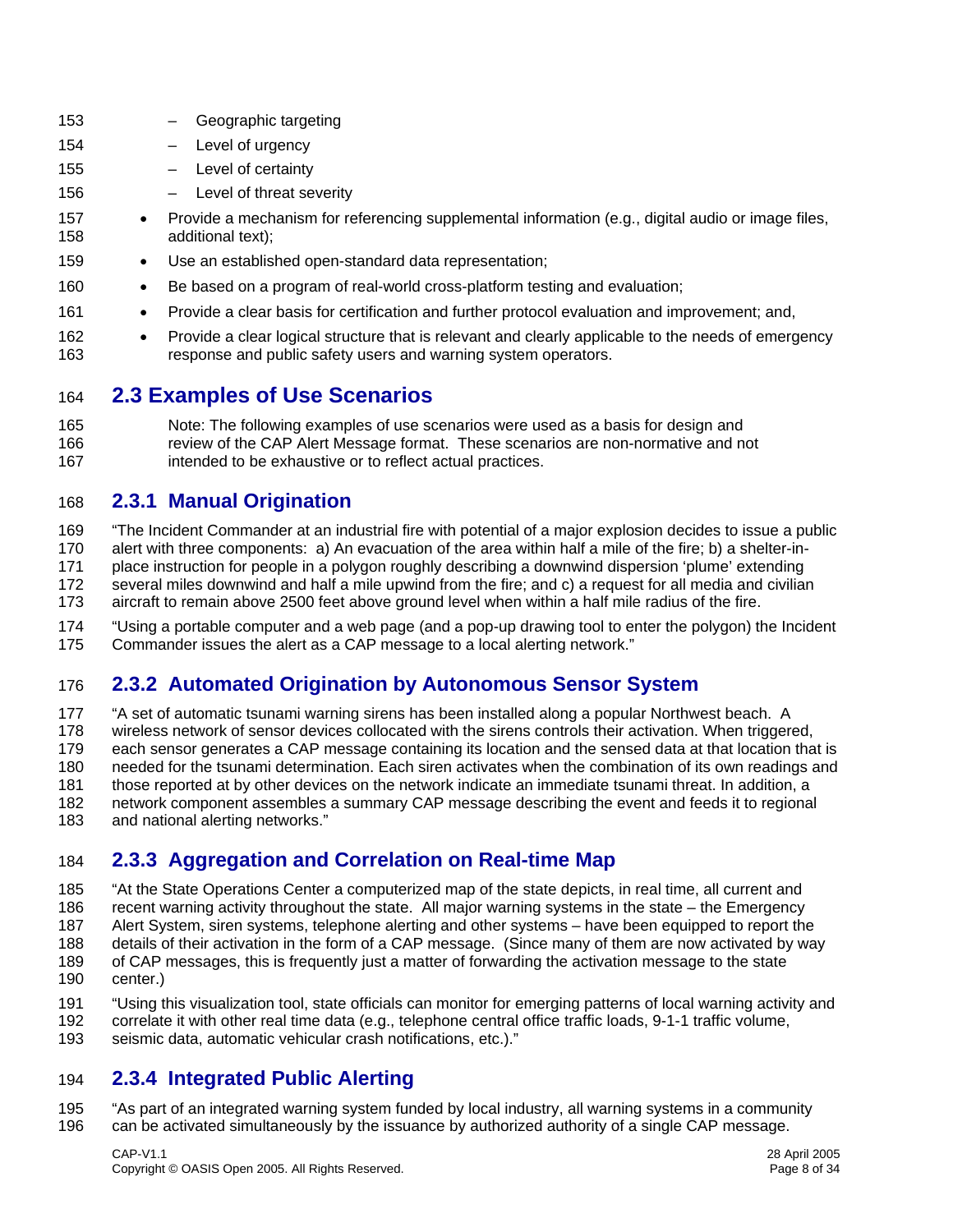- Geographic targeting
  - Level of urgency
  - Level of certainty
  - Level of threat severity
- Provide a mechanism for referencing supplemental information (e.g., digital audio or image files, additional text);
- Use an established open-standard data representation;
- Be based on a program of real-world cross-platform testing and evaluation;
- Provide a clear basis for certification and further protocol evaluation and improvement; and,
- Provide a clear logical structure that is relevant and clearly applicable to the needs of emergency response and public safety users and warning system operators.

## 2.3 Examples of Use Scenarios

Note: The following examples of use scenarios were used as a basis for design and review of the CAP Alert Message format. These scenarios are non-normative and not intended to be exhaustive or to reflect actual practices.

### 2.3.1 Manual Origination

"The Incident Commander at an industrial fire with potential of a major explosion decides to issue a public alert with three components: a) An evacuation of the area within half a mile of the fire; b) a shelter-in-place instruction for people in a polygon roughly describing a downwind dispersion 'plume' extending several miles downwind and half a mile upwind from the fire; and c) a request for all media and civilian aircraft to remain above 2500 feet above ground level when within a half mile radius of the fire.

"Using a portable computer and a web page (and a pop-up drawing tool to enter the polygon) the Incident Commander issues the alert as a CAP message to a local alerting network."

### 2.3.2 Automated Origination by Autonomous Sensor System

"A set of automatic tsunami warning sirens has been installed along a popular Northwest beach. A wireless network of sensor devices collocated with the sirens controls their activation. When triggered, each sensor generates a CAP message containing its location and the sensed data at that location that is needed for the tsunami determination. Each siren activates when the combination of its own readings and those reported at by other devices on the network indicate an immediate tsunami threat. In addition, a network component assembles a summary CAP message describing the event and feeds it to regional and national alerting networks."

### 2.3.3 Aggregation and Correlation on Real-time Map

"At the State Operations Center a computerized map of the state depicts, in real time, all current and recent warning activity throughout the state. All major warning systems in the state – the Emergency Alert System, siren systems, telephone alerting and other systems – have been equipped to report the details of their activation in the form of a CAP message. (Since many of them are now activated by way of CAP messages, this is frequently just a matter of forwarding the activation message to the state center.)

"Using this visualization tool, state officials can monitor for emerging patterns of local warning activity and correlate it with other real time data (e.g., telephone central office traffic loads, 9-1-1 traffic volume, seismic data, automatic vehicular crash notifications, etc.)."

### 2.3.4 Integrated Public Alerting

"As part of an integrated warning system funded by local industry, all warning systems in a community can be activated simultaneously by the issuance by authorized authority of a single CAP message.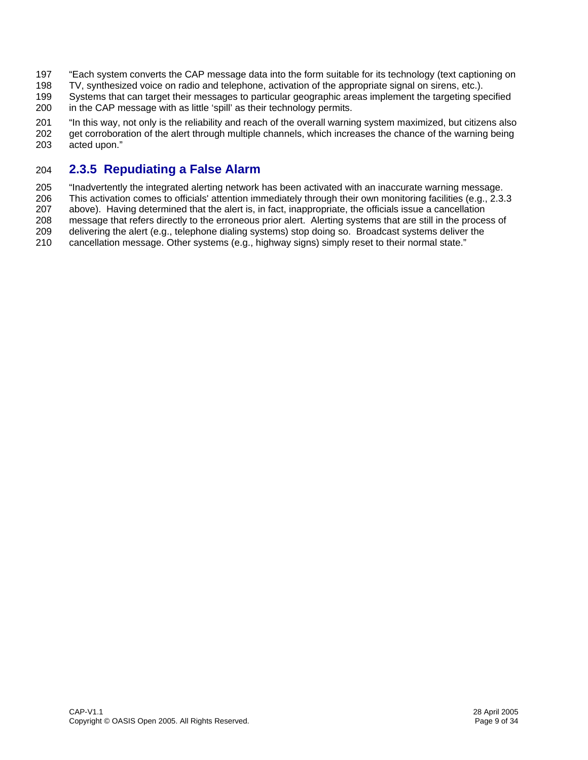"Each system converts the CAP message data into the form suitable for its technology (text captioning on TV, synthesized voice on radio and telephone, activation of the appropriate signal on sirens, etc.). Systems that can target their messages to particular geographic areas implement the targeting specified in the CAP message with as little 'spill' as their technology permits.

"In this way, not only is the reliability and reach of the overall warning system maximized, but citizens also get corroboration of the alert through multiple channels, which increases the chance of the warning being acted upon."

### 2.3.5 Repudiating a False Alarm

"Inadvertently the integrated alerting network has been activated with an inaccurate warning message. This activation comes to officials' attention immediately through their own monitoring facilities (e.g., 2.3.3 above). Having determined that the alert is, in fact, inappropriate, the officials issue a cancellation message that refers directly to the erroneous prior alert. Alerting systems that are still in the process of delivering the alert (e.g., telephone dialing systems) stop doing so. Broadcast systems deliver the cancellation message. Other systems (e.g., highway signs) simply reset to their normal state."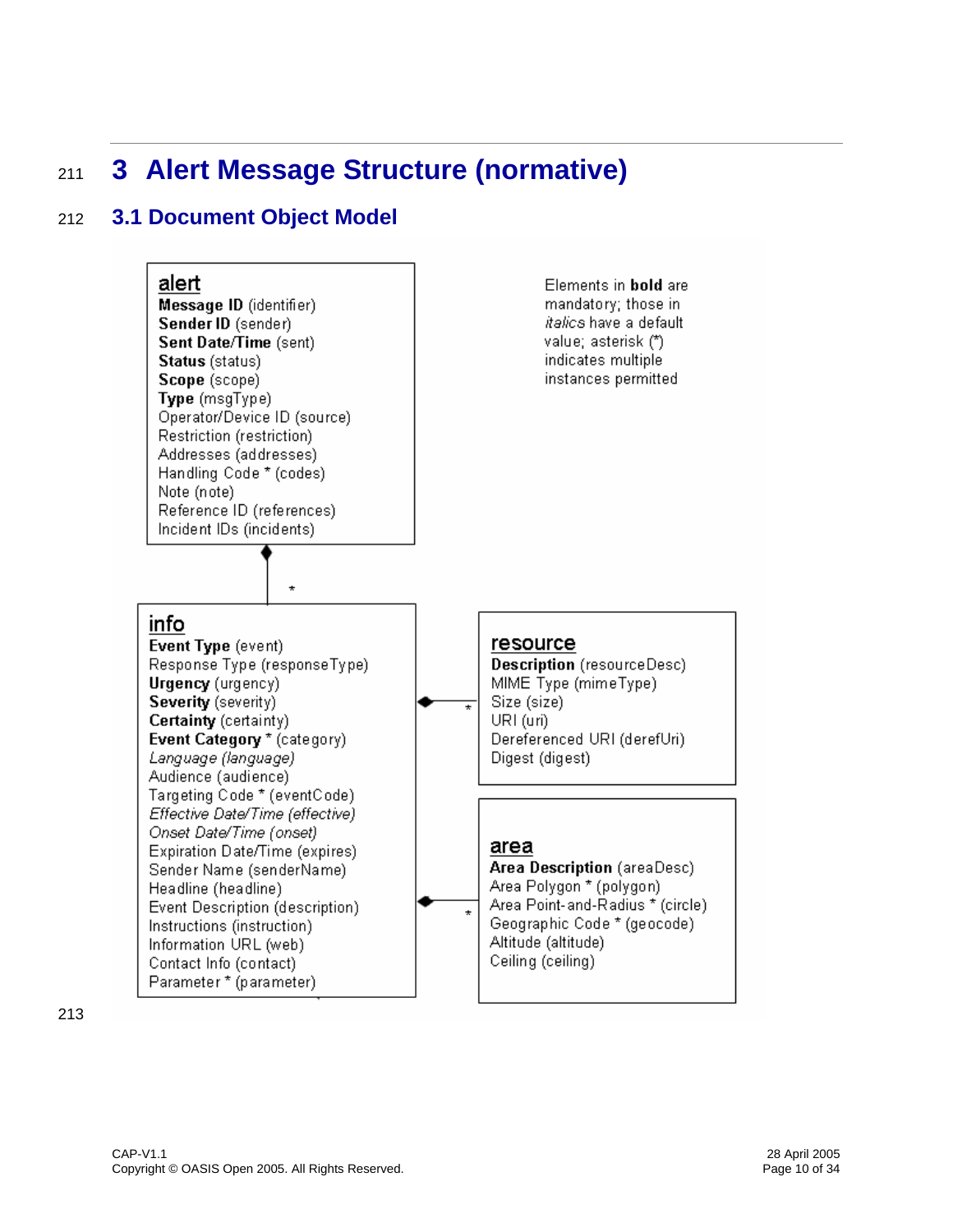# 3 Alert Message Structure (normative)

## 3.1 Document Object Model

Elements in **bold** are mandatory; those in *italics* have a default value; asterisk (*) indicates multiple instances permitted

**alert**

- **Message ID** (identifier)
- **Sender ID** (sender)
- **Sent Date/Time** (sent)
- **Status** (status)
- **Scope** (scope)
- **Type** (msgType)
- Operator/Device ID (source)
- Restriction (restriction)
- Addresses (addresses)
- Handling Code * (codes)
- Note (note)
- Reference ID (references)
- Incident IDs (incidents)

**info** (*)

- **Event Type** (event)
- Response Type (responseType)
- **Urgency** (urgency)
- **Severity** (severity)
- **Certainty** (certainty)
- **Event Category** * (category)
- *Language (language)*
- Audience (audience)
- Targeting Code * (eventCode)
- *Effective Date/Time (effective)*
- *Onset Date/Time (onset)*
- Expiration Date/Time (expires)
- Sender Name (senderName)
- Headline (headline)
- Event Description (description)
- Instructions (instruction)
- Information URL (web)
- Contact Info (contact)
- Parameter * (parameter)

**resource** (*)

- **Description** (resourceDesc)
- MIME Type (mimeType)
- Size (size)
- URI (uri)
- Dereferenced URI (derefUri)
- Digest (digest)

**area** (*)

- **Area Description** (areaDesc)
- Area Polygon * (polygon)
- Area Point-and-Radius * (circle)
- Geographic Code * (geocode)
- Altitude (altitude)
- Ceiling (ceiling)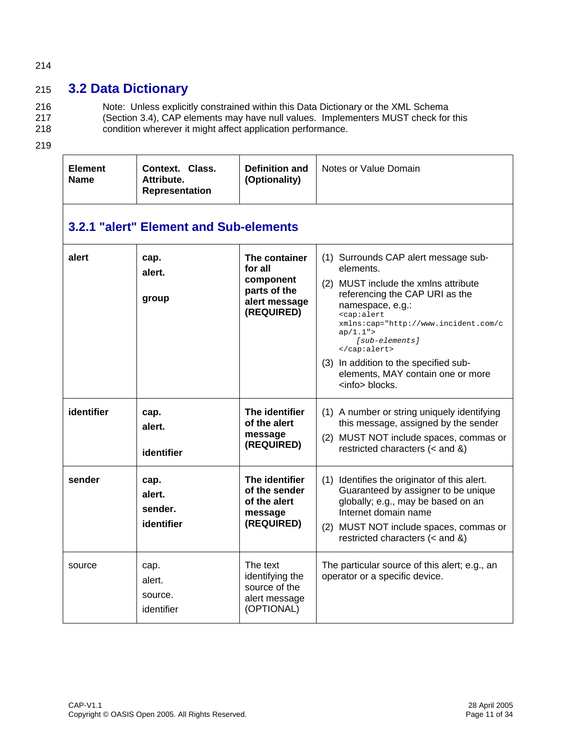## 3.2 Data Dictionary

Note: Unless explicitly constrained within this Data Dictionary or the XML Schema (Section 3.4), CAP elements may have null values. Implementers MUST check for this condition wherever it might affect application performance.

| Element Name | Context. Class. Attribute. Representation | Definition and (Optionality) | Notes or Value Domain |
|---|---|---|---|
| **3.2.1 "alert" Element and Sub-elements** | | | |
| **alert** | **cap. alert. group** | **The container for all component parts of the alert message (REQUIRED)** | (1) Surrounds CAP alert message sub-elements. (2) MUST include the xmlns attribute referencing the CAP URI as the namespace, e.g.: `<cap:alert xmlns:cap="http://www.incident.com/cap/1.1"> [sub-elements] </cap:alert>` (3) In addition to the specified sub-elements, MAY contain one or more <info> blocks. |
| **identifier** | **cap. alert. identifier** | **The identifier of the alert message (REQUIRED)** | (1) A number or string uniquely identifying this message, assigned by the sender (2) MUST NOT include spaces, commas or restricted characters (< and &) |
| **sender** | **cap. alert. sender. identifier** | **The identifier of the sender of the alert message (REQUIRED)** | (1) Identifies the originator of this alert. Guaranteed by assigner to be unique globally; e.g., may be based on an Internet domain name (2) MUST NOT include spaces, commas or restricted characters (< and &) |
| source | cap. alert. source. identifier | The text identifying the source of the alert message (OPTIONAL) | The particular source of this alert; e.g., an operator or a specific device. |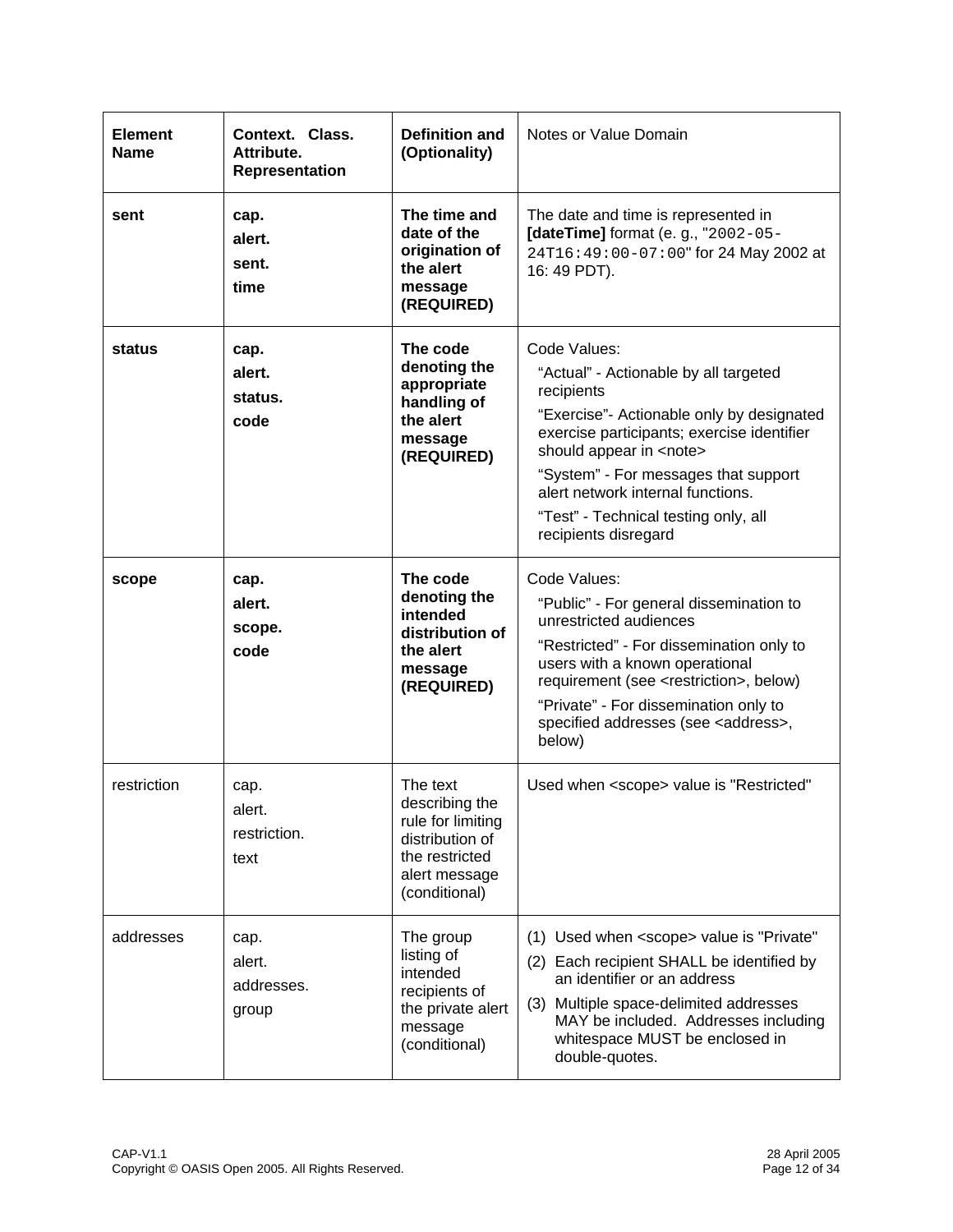| Element Name | Context. Class. Attribute. Representation | Definition and (Optionality) | Notes or Value Domain |
|---|---|---|---|
| **sent** | **cap.<br>alert.<br>sent.<br>time** | **The time and date of the origination of the alert message (REQUIRED)** | The date and time is represented in **[dateTime]** format (e. g., "`2002-05-24T16:49:00-07:00`" for 24 May 2002 at 16: 49 PDT). |
| **status** | **cap.<br>alert.<br>status.<br>code** | **The code denoting the appropriate handling of the alert message (REQUIRED)** | Code Values:<br>"Actual" - Actionable by all targeted recipients<br>"Exercise"- Actionable only by designated exercise participants; exercise identifier should appear in <note><br>"System" - For messages that support alert network internal functions.<br>"Test" - Technical testing only, all recipients disregard |
| **scope** | **cap.<br>alert.<br>scope.<br>code** | **The code denoting the intended distribution of the alert message (REQUIRED)** | Code Values:<br>"Public" - For general dissemination to unrestricted audiences<br>"Restricted" - For dissemination only to users with a known operational requirement (see <restriction>, below)<br>"Private" - For dissemination only to specified addresses (see <address>, below) |
| restriction | cap.<br>alert.<br>restriction.<br>text | The text describing the rule for limiting distribution of the restricted alert message (conditional) | Used when <scope> value is "Restricted" |
| addresses | cap.<br>alert.<br>addresses.<br>group | The group listing of intended recipients of the private alert message (conditional) | (1) Used when <scope> value is "Private"<br>(2) Each recipient SHALL be identified by an identifier or an address<br>(3) Multiple space-delimited addresses MAY be included. Addresses including whitespace MUST be enclosed in double-quotes. |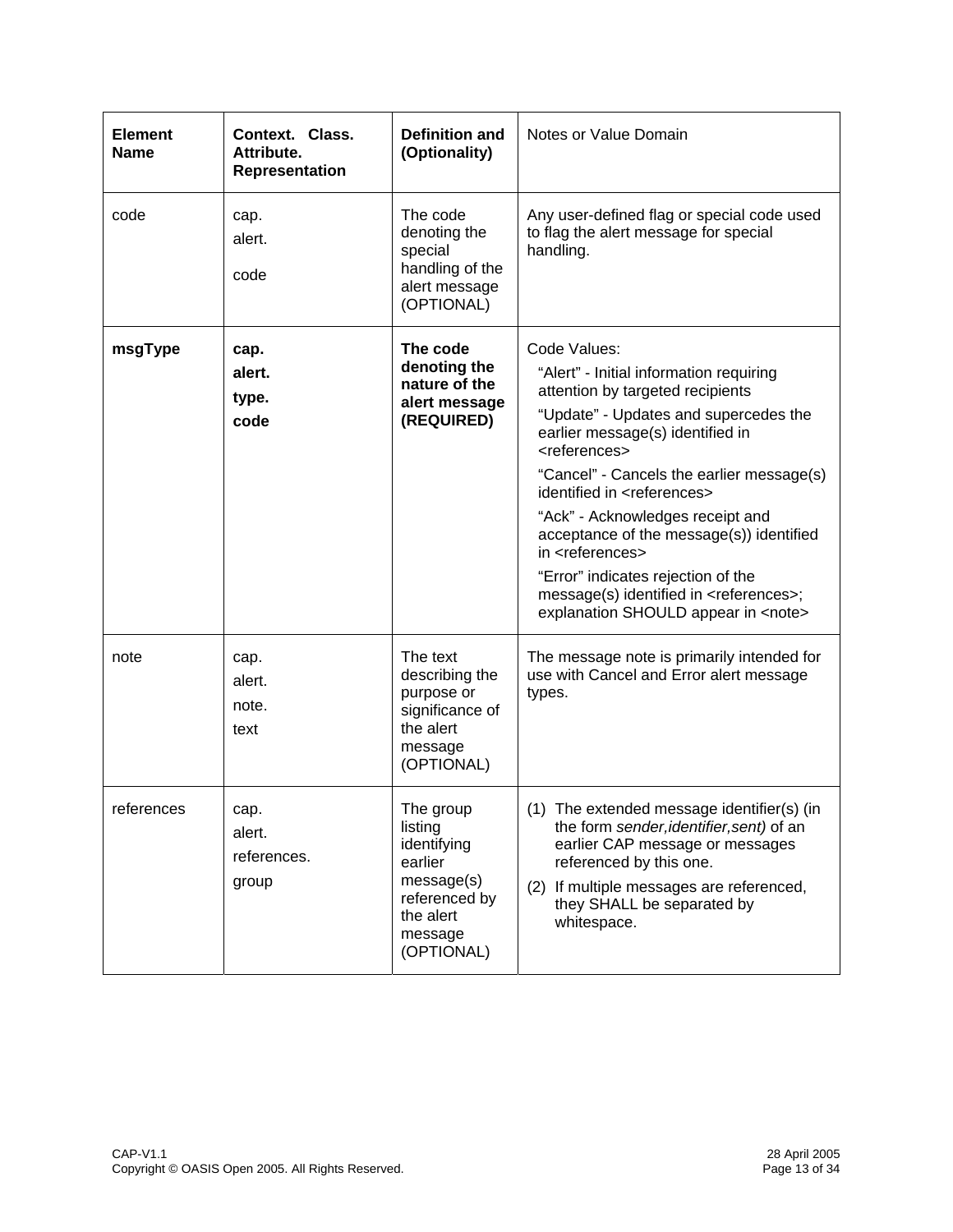| Element Name | Context. Class. Attribute. Representation | Definition and (Optionality) | Notes or Value Domain |
|---|---|---|---|
| code | cap.<br>alert.<br>code | The code denoting the special handling of the alert message (OPTIONAL) | Any user-defined flag or special code used to flag the alert message for special handling. |
| **msgType** | **cap.**<br>**alert.**<br>**type.**<br>**code** | **The code denoting the nature of the alert message (REQUIRED)** | Code Values:<br>"Alert" - Initial information requiring attention by targeted recipients<br>"Update" - Updates and supercedes the earlier message(s) identified in <references><br>"Cancel" - Cancels the earlier message(s) identified in <references><br>"Ack" - Acknowledges receipt and acceptance of the message(s)) identified in <references><br>"Error" indicates rejection of the message(s) identified in <references>; explanation SHOULD appear in <note> |
| note | cap.<br>alert.<br>note.<br>text | The text describing the purpose or significance of the alert message (OPTIONAL) | The message note is primarily intended for use with Cancel and Error alert message types. |
| references | cap.<br>alert.<br>references.<br>group | The group listing identifying earlier message(s) referenced by the alert message (OPTIONAL) | (1) The extended message identifier(s) (in the form *sender,identifier,sent)* of an earlier CAP message or messages referenced by this one.<br>(2) If multiple messages are referenced, they SHALL be separated by whitespace. |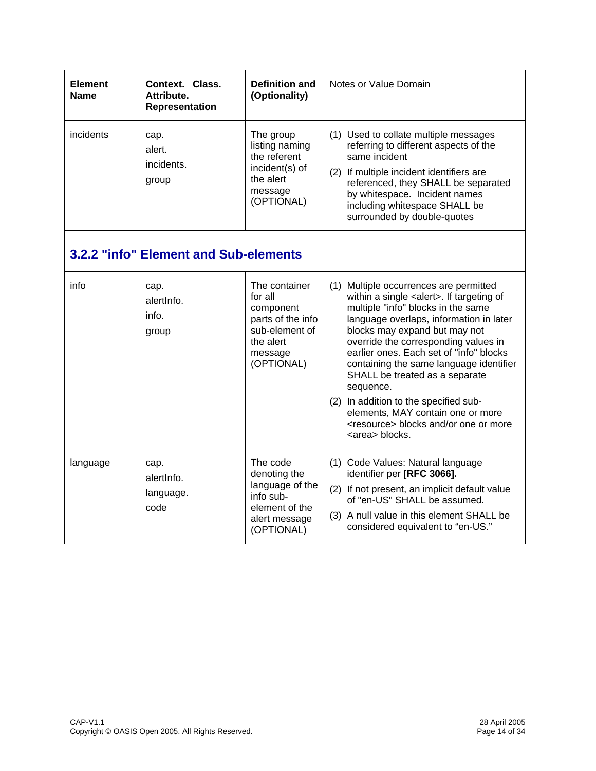| Element Name | Context. Class. Attribute. Representation | Definition and (Optionality) | Notes or Value Domain |
|---|---|---|---|
| incidents | cap.<br>alert.<br>incidents.<br>group | The group listing naming the referent incident(s) of the alert message (OPTIONAL) | (1) Used to collate multiple messages referring to different aspects of the same incident<br>(2) If multiple incident identifiers are referenced, they SHALL be separated by whitespace. Incident names including whitespace SHALL be surrounded by double-quotes |

### 3.2.2 "info" Element and Sub-elements

| Element Name | Context. Class. Attribute. Representation | Definition and (Optionality) | Notes or Value Domain |
|---|---|---|---|
| info | cap.<br>alertInfo.<br>info.<br>group | The container for all component parts of the info sub-element of the alert message (OPTIONAL) | (1) Multiple occurrences are permitted within a single <alert>. If targeting of multiple "info" blocks in the same language overlaps, information in later blocks may expand but may not override the corresponding values in earlier ones. Each set of "info" blocks containing the same language identifier SHALL be treated as a separate sequence.<br>(2) In addition to the specified sub-elements, MAY contain one or more <resource> blocks and/or one or more <area> blocks. |
| language | cap.<br>alertInfo.<br>language.<br>code | The code denoting the language of the info sub-element of the alert message (OPTIONAL) | (1) Code Values: Natural language identifier per **[RFC 3066].**<br>(2) If not present, an implicit default value of "en-US" SHALL be assumed.<br>(3) A null value in this element SHALL be considered equivalent to "en-US." |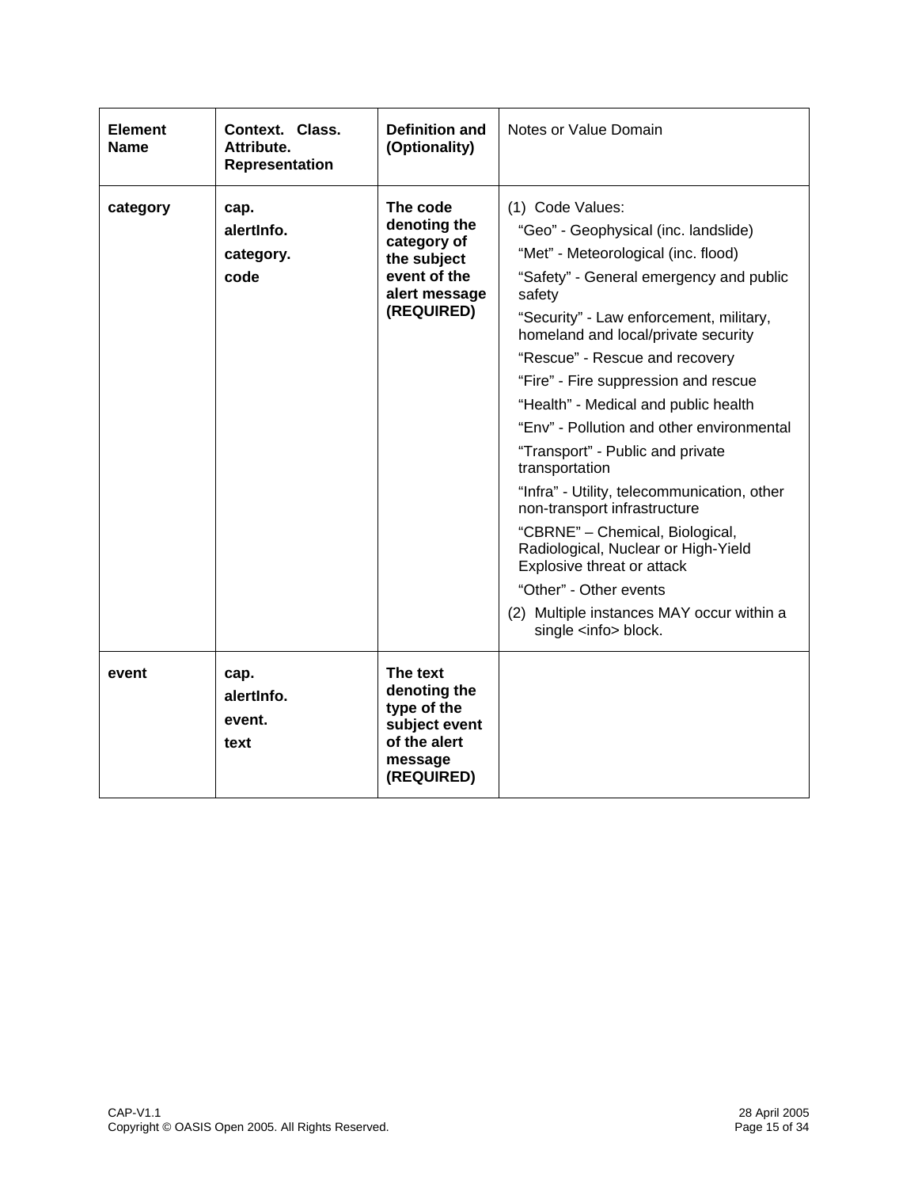| **Element Name** | **Context. Class. Attribute. Representation** | **Definition and (Optionality)** | Notes or Value Domain |
|---|---|---|---|
| **category** | **cap.**<br>**alertInfo.**<br>**category.**<br>**code** | **The code denoting the category of the subject event of the alert message (REQUIRED)** | (1) Code Values:<br>"Geo" - Geophysical (inc. landslide)<br>"Met" - Meteorological (inc. flood)<br>"Safety" - General emergency and public safety<br>"Security" - Law enforcement, military, homeland and local/private security<br>"Rescue" - Rescue and recovery<br>"Fire" - Fire suppression and rescue<br>"Health" - Medical and public health<br>"Env" - Pollution and other environmental<br>"Transport" - Public and private transportation<br>"Infra" - Utility, telecommunication, other non-transport infrastructure<br>"CBRNE" – Chemical, Biological, Radiological, Nuclear or High-Yield Explosive threat or attack<br>"Other" - Other events<br>(2) Multiple instances MAY occur within a single <info> block. |
| **event** | **cap.**<br>**alertInfo.**<br>**event.**<br>**text** | **The text denoting the type of the subject event of the alert message (REQUIRED)** | |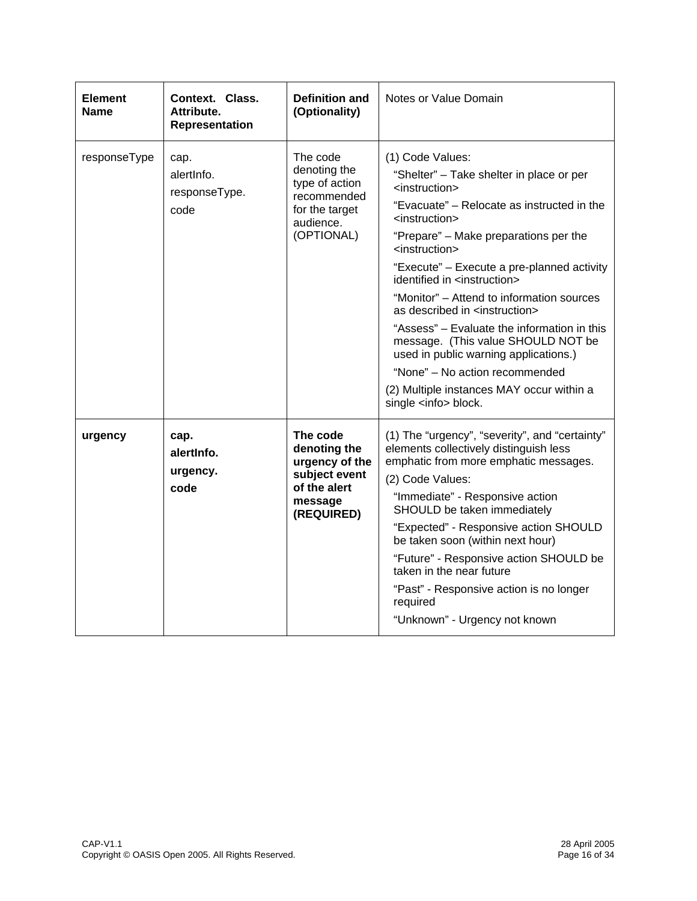| Element Name | Context. Class. Attribute. Representation | Definition and (Optionality) | Notes or Value Domain |
|---|---|---|---|
| responseType | cap.<br>alertInfo.<br>responseType.<br>code | The code denoting the type of action recommended for the target audience. (OPTIONAL) | (1) Code Values:<br>"Shelter" – Take shelter in place or per <instruction><br>"Evacuate" – Relocate as instructed in the <instruction><br>"Prepare" – Make preparations per the <instruction><br>"Execute" – Execute a pre-planned activity identified in <instruction><br>"Monitor" – Attend to information sources as described in <instruction><br>"Assess" – Evaluate the information in this message. (This value SHOULD NOT be used in public warning applications.)<br>"None" – No action recommended<br>(2) Multiple instances MAY occur within a single <info> block. |
| **urgency** | **cap.<br>alertInfo.<br>urgency.<br>code** | **The code denoting the urgency of the subject event of the alert message (REQUIRED)** | (1) The "urgency", "severity", and "certainty" elements collectively distinguish less emphatic from more emphatic messages.<br>(2) Code Values:<br>"Immediate" - Responsive action SHOULD be taken immediately<br>"Expected" - Responsive action SHOULD be taken soon (within next hour)<br>"Future" - Responsive action SHOULD be taken in the near future<br>"Past" - Responsive action is no longer required<br>"Unknown" - Urgency not known |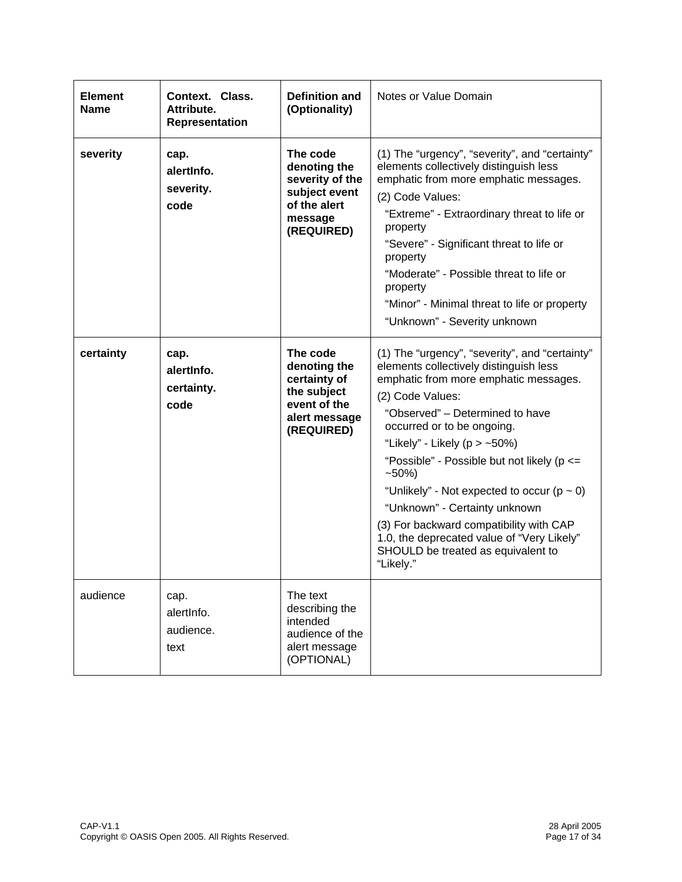| Element Name | Context. Class. Attribute. Representation | Definition and (Optionality) | Notes or Value Domain |
|---|---|---|---|
| **severity** | **cap. alertInfo. severity. code** | **The code denoting the severity of the subject event of the alert message (REQUIRED)** | (1) The “urgency”, “severity”, and “certainty” elements collectively distinguish less emphatic from more emphatic messages.<br>(2) Code Values:<br>“Extreme” - Extraordinary threat to life or property<br>“Severe” - Significant threat to life or property<br>“Moderate” - Possible threat to life or property<br>“Minor” - Minimal threat to life or property<br>“Unknown” - Severity unknown |
| **certainty** | **cap. alertInfo. certainty. code** | **The code denoting the certainty of the subject event of the alert message (REQUIRED)** | (1) The “urgency”, “severity”, and “certainty” elements collectively distinguish less emphatic from more emphatic messages.<br>(2) Code Values:<br>“Observed” – Determined to have occurred or to be ongoing.<br>“Likely” - Likely (p > ~50%)<br>“Possible” - Possible but not likely (p <= ~50%)<br>“Unlikely” - Not expected to occur (p ~ 0)<br>“Unknown” - Certainty unknown<br>(3) For backward compatibility with CAP 1.0, the deprecated value of “Very Likely” SHOULD be treated as equivalent to “Likely.” |
| audience | cap. alertInfo. audience. text | The text describing the intended audience of the alert message (OPTIONAL) | |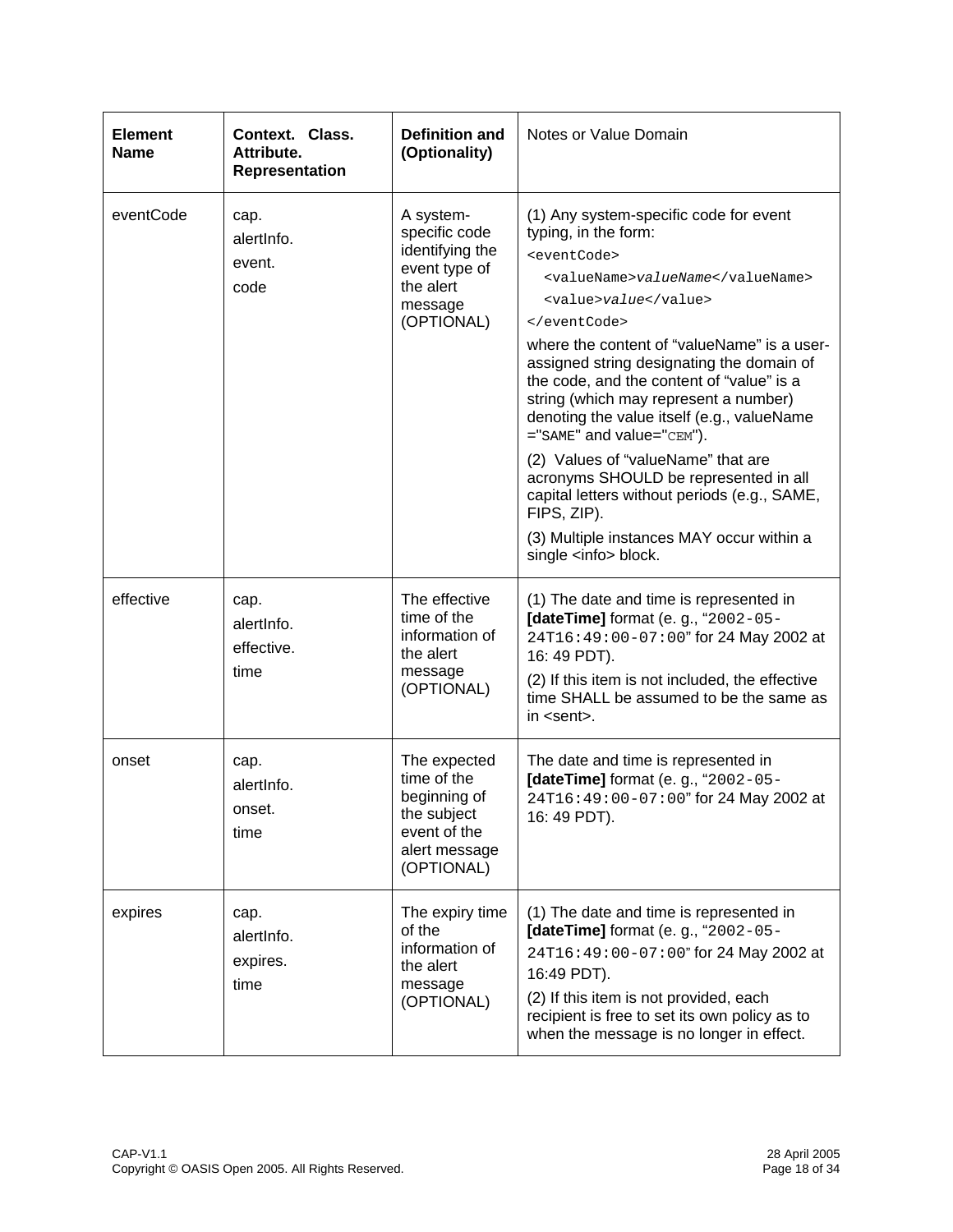| Element Name | Context. Class. Attribute. Representation | Definition and (Optionality) | Notes or Value Domain |
|---|---|---|---|
| eventCode | cap.<br>alertInfo.<br>event.<br>code | A system-specific code identifying the event type of the alert message (OPTIONAL) | (1) Any system-specific code for event typing, in the form:<br>`<eventCode>`<br>`<valueName>`*valueName*`</valueName>`<br>`<value>`*value*`</value>`<br>`</eventCode>`<br>where the content of "valueName" is a user-assigned string designating the domain of the code, and the content of "value" is a string (which may represent a number) denoting the value itself (e.g., valueName ="SAME" and value="CEM").<br>(2) Values of "valueName" that are acronyms SHOULD be represented in all capital letters without periods (e.g., SAME, FIPS, ZIP).<br>(3) Multiple instances MAY occur within a single <info> block. |
| effective | cap.<br>alertInfo.<br>effective.<br>time | The effective time of the information of the alert message (OPTIONAL) | (1) The date and time is represented in **[dateTime]** format (e. g., "`2002-05-24T16:49:00-07:00`" for 24 May 2002 at 16: 49 PDT).<br>(2) If this item is not included, the effective time SHALL be assumed to be the same as in <sent>. |
| onset | cap.<br>alertInfo.<br>onset.<br>time | The expected time of the beginning of the subject event of the alert message (OPTIONAL) | The date and time is represented in **[dateTime]** format (e. g., "`2002-05-24T16:49:00-07:00`" for 24 May 2002 at 16: 49 PDT). |
| expires | cap.<br>alertInfo.<br>expires.<br>time | The expiry time of the information of the alert message (OPTIONAL) | (1) The date and time is represented in **[dateTime]** format (e. g., "`2002-05-24T16:49:00-07:00`" for 24 May 2002 at 16:49 PDT).<br>(2) If this item is not provided, each recipient is free to set its own policy as to when the message is no longer in effect. |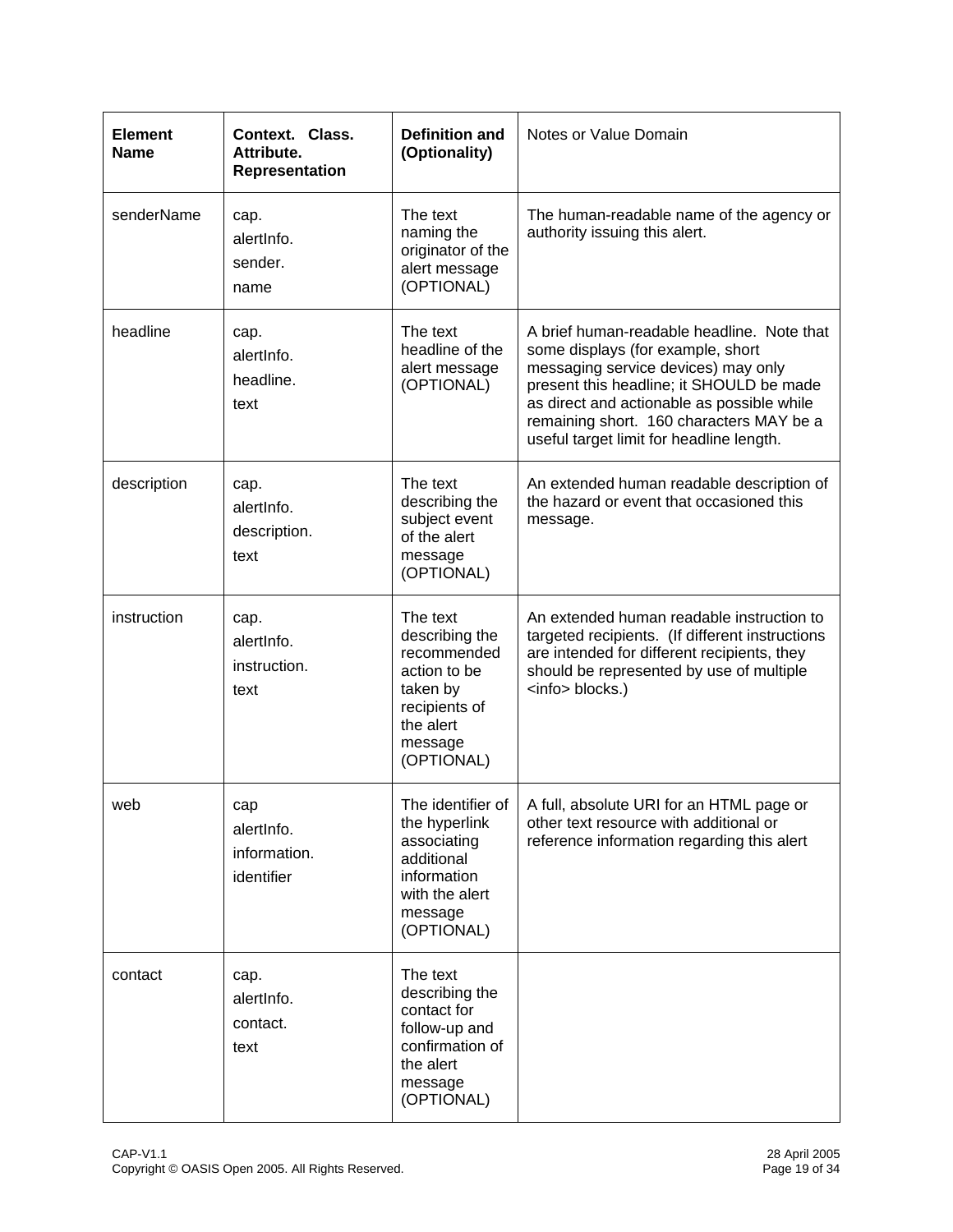| **Element Name** | **Context. Class. Attribute. Representation** | **Definition and (Optionality)** | Notes or Value Domain |
|---|---|---|---|
| senderName | cap. alertInfo. sender. name | The text naming the originator of the alert message (OPTIONAL) | The human-readable name of the agency or authority issuing this alert. |
| headline | cap. alertInfo. headline. text | The text headline of the alert message (OPTIONAL) | A brief human-readable headline. Note that some displays (for example, short messaging service devices) may only present this headline; it SHOULD be made as direct and actionable as possible while remaining short. 160 characters MAY be a useful target limit for headline length. |
| description | cap. alertInfo. description. text | The text describing the subject event of the alert message (OPTIONAL) | An extended human readable description of the hazard or event that occasioned this message. |
| instruction | cap. alertInfo. instruction. text | The text describing the recommended action to be taken by recipients of the alert message (OPTIONAL) | An extended human readable instruction to targeted recipients. (If different instructions are intended for different recipients, they should be represented by use of multiple <info> blocks.) |
| web | cap alertInfo. information. identifier | The identifier of the hyperlink associating additional information with the alert message (OPTIONAL) | A full, absolute URI for an HTML page or other text resource with additional or reference information regarding this alert |
| contact | cap. alertInfo. contact. text | The text describing the contact for follow-up and confirmation of the alert message (OPTIONAL) | |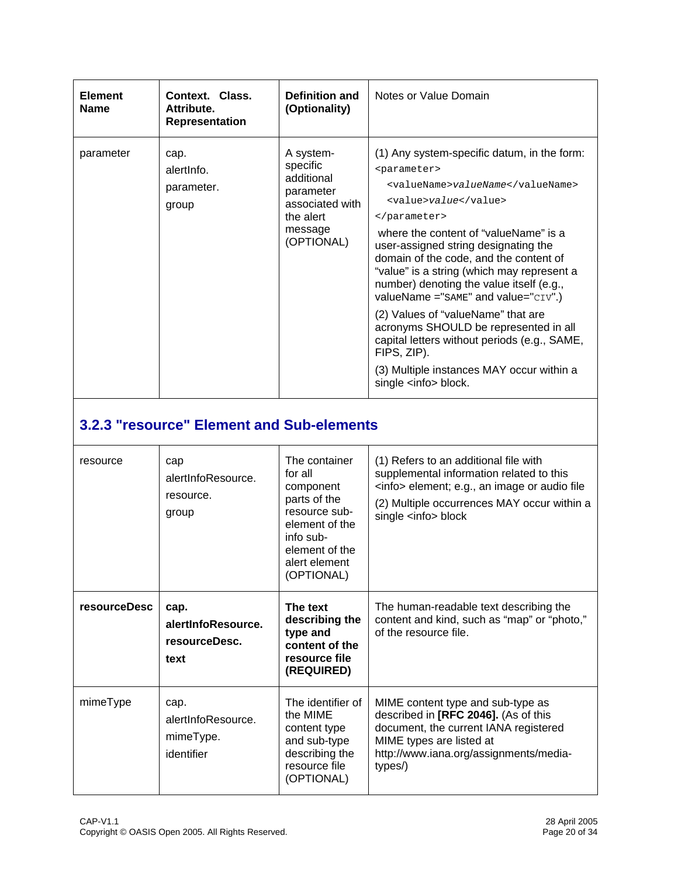| Element Name | Context. Class. Attribute. Representation | Definition and (Optionality) | Notes or Value Domain |
|---|---|---|---|
| parameter | cap.<br>alertInfo.<br>parameter.<br>group | A system-specific additional parameter associated with the alert message (OPTIONAL) | (1) Any system-specific datum, in the form:<br>`<parameter>`<br>&nbsp;&nbsp;`<valueName>`*valueName*`</valueName>`<br>&nbsp;&nbsp;`<value>`*value*`</value>`<br>`</parameter>`<br>where the content of "valueName" is a user-assigned string designating the domain of the code, and the content of "value" is a string (which may represent a number) denoting the value itself (e.g., valueName ="`SAME`" and value="`CIV`".)<br>(2) Values of "valueName" that are acronyms SHOULD be represented in all capital letters without periods (e.g., SAME, FIPS, ZIP).<br>(3) Multiple instances MAY occur within a single <info> block. |

### 3.2.3 "resource" Element and Sub-elements

| Element Name | Context. Class. Attribute. Representation | Definition and (Optionality) | Notes or Value Domain |
|---|---|---|---|
| resource | cap<br>alertInfoResource.<br>resource.<br>group | The container for all component parts of the resource sub-element of the info sub-element of the alert element (OPTIONAL) | (1) Refers to an additional file with supplemental information related to this <info> element; e.g., an image or audio file<br>(2) Multiple occurrences MAY occur within a single <info> block |
| **resourceDesc** | **cap.**<br>**alertInfoResource.**<br>**resourceDesc.**<br>**text** | **The text describing the type and content of the resource file (REQUIRED)** | The human-readable text describing the content and kind, such as "map" or "photo," of the resource file. |
| mimeType | cap.<br>alertInfoResource.<br>mimeType.<br>identifier | The identifier of the MIME content type and sub-type describing the resource file (OPTIONAL) | MIME content type and sub-type as described in **[RFC 2046].** (As of this document, the current IANA registered MIME types are listed at http://www.iana.org/assignments/media-types/) |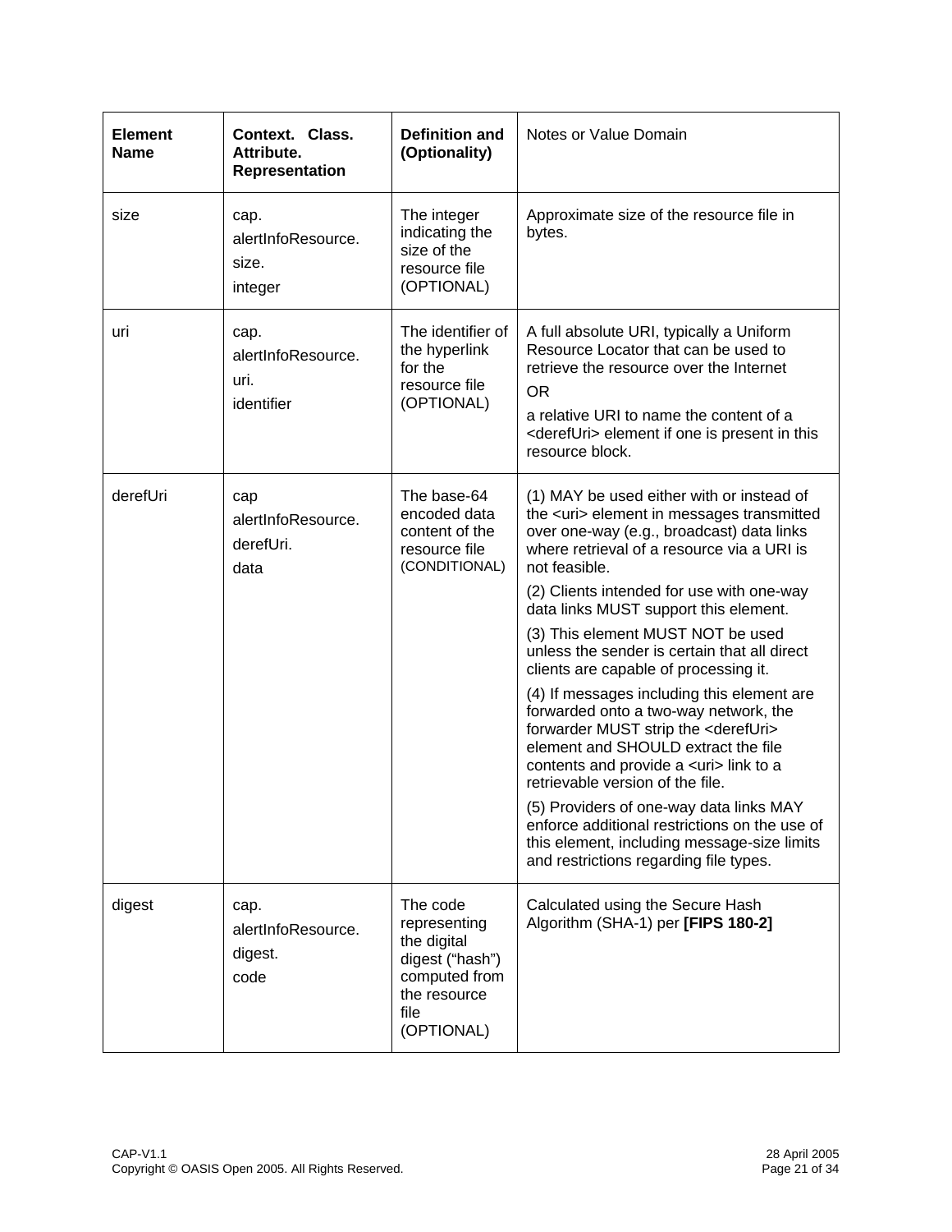| **Element Name** | **Context. Class. Attribute. Representation** | **Definition and (Optionality)** | Notes or Value Domain |
|---|---|---|---|
| size | cap.<br>alertInfoResource.<br>size.<br>integer | The integer indicating the size of the resource file (OPTIONAL) | Approximate size of the resource file in bytes. |
| uri | cap.<br>alertInfoResource.<br>uri.<br>identifier | The identifier of the hyperlink for the resource file (OPTIONAL) | A full absolute URI, typically a Uniform Resource Locator that can be used to retrieve the resource over the Internet<br>OR<br>a relative URI to name the content of a <derefUri> element if one is present in this resource block. |
| derefUri | cap<br>alertInfoResource.<br>derefUri.<br>data | The base-64 encoded data content of the resource file (CONDITIONAL) | (1) MAY be used either with or instead of the <uri> element in messages transmitted over one-way (e.g., broadcast) data links where retrieval of a resource via a URI is not feasible.<br>(2) Clients intended for use with one-way data links MUST support this element.<br>(3) This element MUST NOT be used unless the sender is certain that all direct clients are capable of processing it.<br>(4) If messages including this element are forwarded onto a two-way network, the forwarder MUST strip the <derefUri> element and SHOULD extract the file contents and provide a <uri> link to a retrievable version of the file.<br>(5) Providers of one-way data links MAY enforce additional restrictions on the use of this element, including message-size limits and restrictions regarding file types. |
| digest | cap.<br>alertInfoResource.<br>digest.<br>code | The code representing the digital digest ("hash") computed from the resource file (OPTIONAL) | Calculated using the Secure Hash Algorithm (SHA-1) per **[FIPS 180-2]** |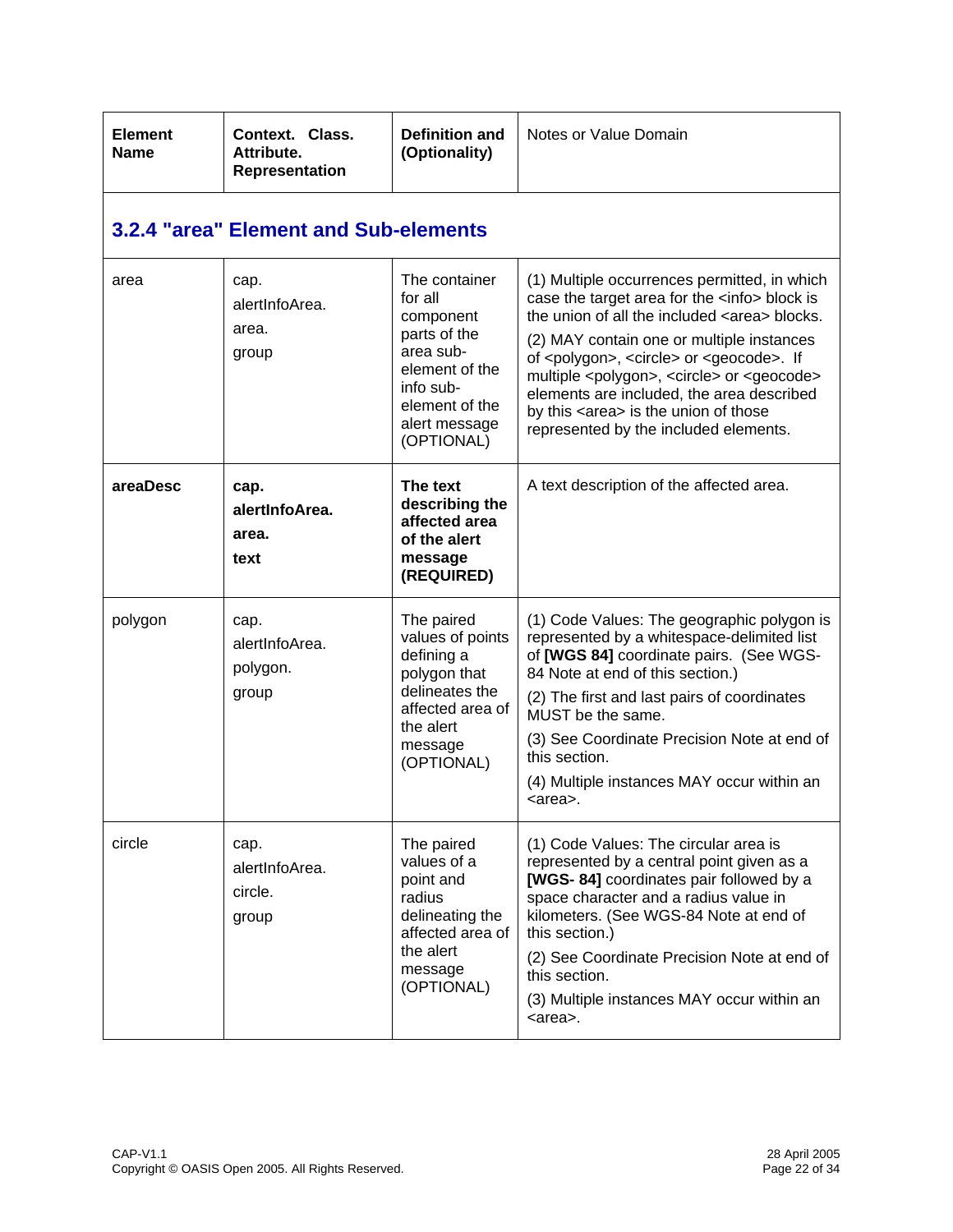| Element Name | Context. Class. Attribute. Representation | Definition and (Optionality) | Notes or Value Domain |
|---|---|---|---|
| **3.2.4 "area" Element and Sub-elements** | | | |
| area | cap. alertInfoArea. area. group | The container for all component parts of the area sub-element of the info sub-element of the alert message (OPTIONAL) | (1) Multiple occurrences permitted, in which case the target area for the <info> block is the union of all the included <area> blocks.<br>(2) MAY contain one or multiple instances of <polygon>, <circle> or <geocode>. If multiple <polygon>, <circle> or <geocode> elements are included, the area described by this <area> is the union of those represented by the included elements. |
| **areaDesc** | **cap. alertInfoArea. area. text** | **The text describing the affected area of the alert message (REQUIRED)** | A text description of the affected area. |
| polygon | cap. alertInfoArea. polygon. group | The paired values of points defining a polygon that delineates the affected area of the alert message (OPTIONAL) | (1) Code Values: The geographic polygon is represented by a whitespace-delimited list of **[WGS 84]** coordinate pairs. (See WGS-84 Note at end of this section.)<br>(2) The first and last pairs of coordinates MUST be the same.<br>(3) See Coordinate Precision Note at end of this section.<br>(4) Multiple instances MAY occur within an <area>. |
| circle | cap. alertInfoArea. circle. group | The paired values of a point and radius delineating the affected area of the alert message (OPTIONAL) | (1) Code Values: The circular area is represented by a central point given as a **[WGS- 84]** coordinates pair followed by a space character and a radius value in kilometers. (See WGS-84 Note at end of this section.)<br>(2) See Coordinate Precision Note at end of this section.<br>(3) Multiple instances MAY occur within an <area>. |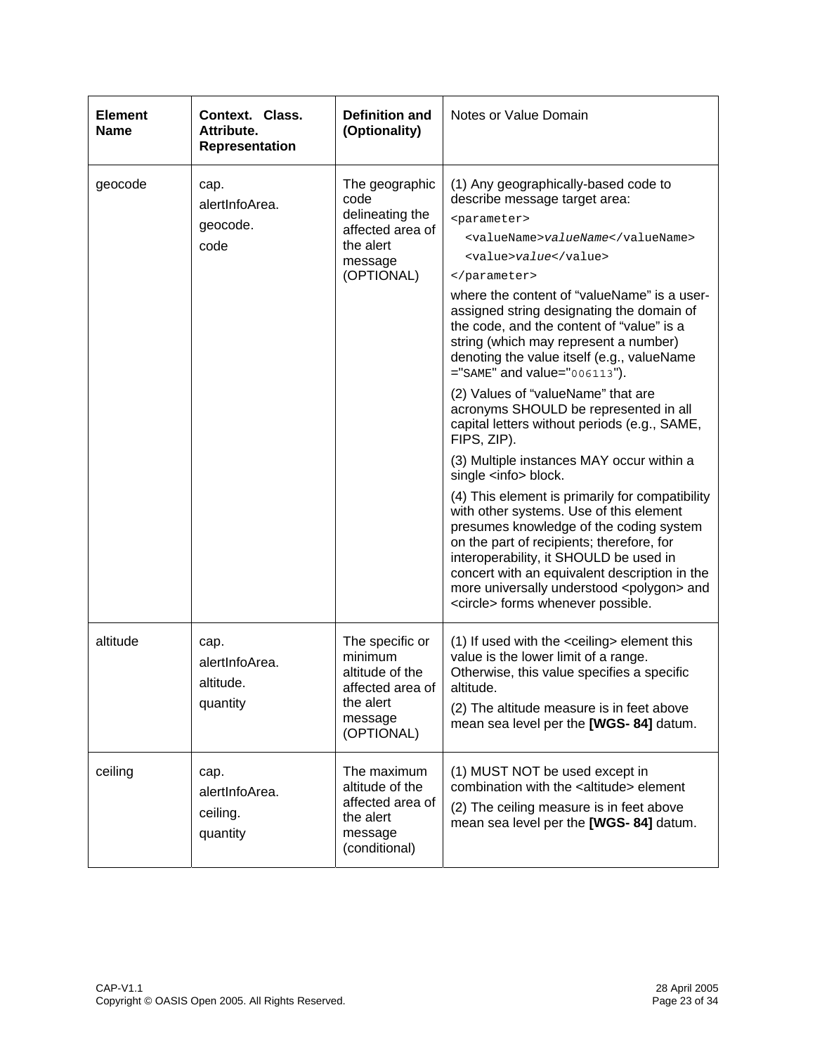| Element Name | Context. Class. Attribute. Representation | Definition and (Optionality) | Notes or Value Domain |
|---|---|---|---|
| geocode | cap.<br>alertInfoArea.<br>geocode.<br>code | The geographic code delineating the affected area of the alert message (OPTIONAL) | (1) Any geographically-based code to describe message target area:<br>`<parameter>`<br>`  <valueName>valueName</valueName>`<br>`  <value>value</value>`<br>`</parameter>`<br>where the content of "valueName" is a user-assigned string designating the domain of the code, and the content of "value" is a string (which may represent a number) denoting the value itself (e.g., valueName ="`SAME`" and value="`006113`").<br>(2) Values of "valueName" that are acronyms SHOULD be represented in all capital letters without periods (e.g., SAME, FIPS, ZIP).<br>(3) Multiple instances MAY occur within a single <info> block.<br>(4) This element is primarily for compatibility with other systems. Use of this element presumes knowledge of the coding system on the part of recipients; therefore, for interoperability, it SHOULD be used in concert with an equivalent description in the more universally understood <polygon> and <circle> forms whenever possible. |
| altitude | cap.<br>alertInfoArea.<br>altitude.<br>quantity | The specific or minimum altitude of the affected area of the alert message (OPTIONAL) | (1) If used with the <ceiling> element this value is the lower limit of a range. Otherwise, this value specifies a specific altitude.<br>(2) The altitude measure is in feet above mean sea level per the **[WGS- 84]** datum. |
| ceiling | cap.<br>alertInfoArea.<br>ceiling.<br>quantity | The maximum altitude of the affected area of the alert message (conditional) | (1) MUST NOT be used except in combination with the <altitude> element<br>(2) The ceiling measure is in feet above mean sea level per the **[WGS- 84]** datum. |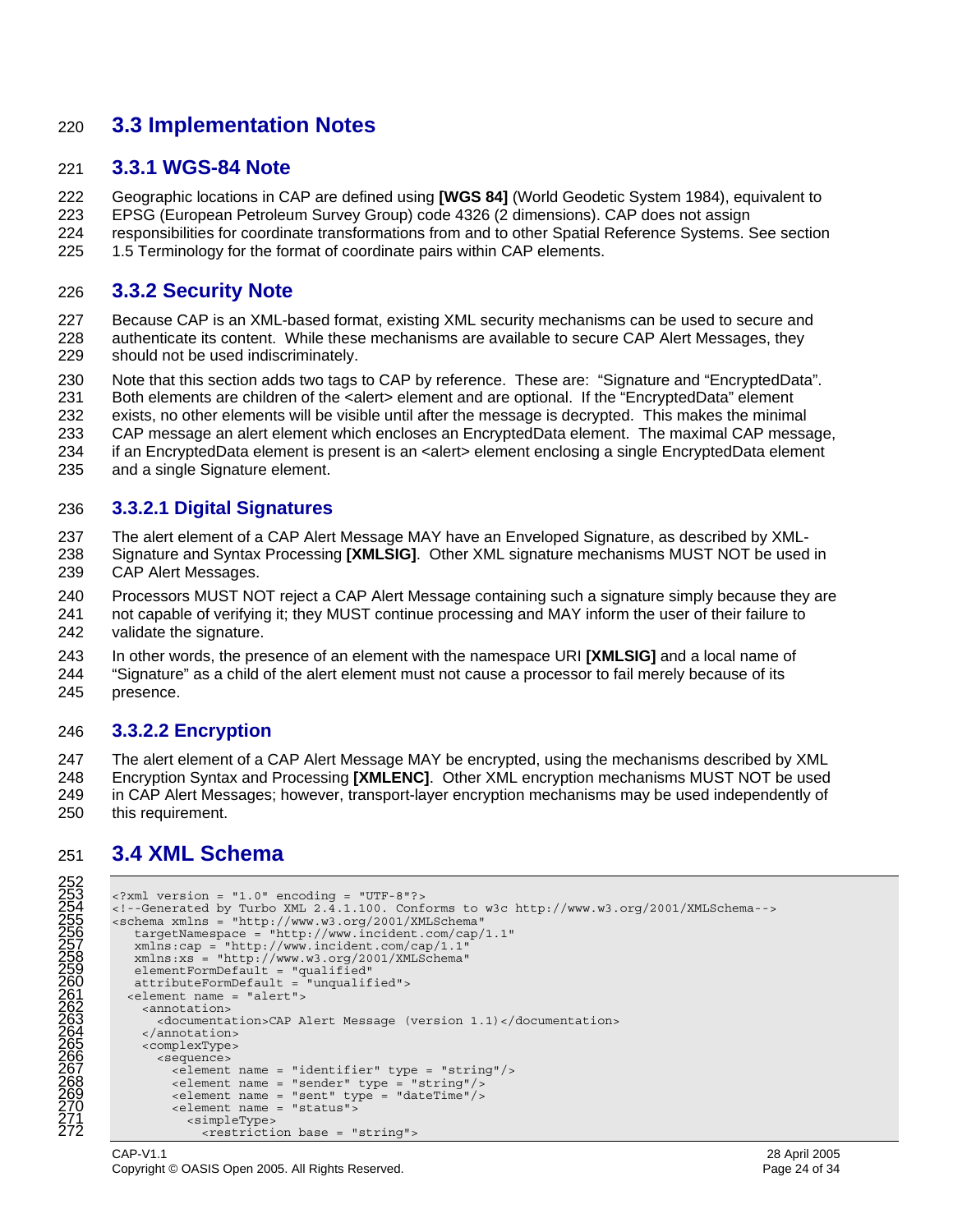## 3.3 Implementation Notes

### 3.3.1 WGS-84 Note

Geographic locations in CAP are defined using **[WGS 84]** (World Geodetic System 1984), equivalent to EPSG (European Petroleum Survey Group) code 4326 (2 dimensions). CAP does not assign responsibilities for coordinate transformations from and to other Spatial Reference Systems. See section 1.5 Terminology for the format of coordinate pairs within CAP elements.

### 3.3.2 Security Note

Because CAP is an XML-based format, existing XML security mechanisms can be used to secure and authenticate its content. While these mechanisms are available to secure CAP Alert Messages, they should not be used indiscriminately.

Note that this section adds two tags to CAP by reference. These are: "Signature and "EncryptedData". Both elements are children of the <alert> element and are optional. If the "EncryptedData" element exists, no other elements will be visible until after the message is decrypted. This makes the minimal CAP message an alert element which encloses an EncryptedData element. The maximal CAP message, if an EncryptedData element is present is an <alert> element enclosing a single EncryptedData element and a single Signature element.

#### 3.3.2.1 Digital Signatures

The alert element of a CAP Alert Message MAY have an Enveloped Signature, as described by XML-Signature and Syntax Processing **[XMLSIG]**. Other XML signature mechanisms MUST NOT be used in CAP Alert Messages.

Processors MUST NOT reject a CAP Alert Message containing such a signature simply because they are not capable of verifying it; they MUST continue processing and MAY inform the user of their failure to validate the signature.

In other words, the presence of an element with the namespace URI **[XMLSIG]** and a local name of "Signature" as a child of the alert element must not cause a processor to fail merely because of its presence.

#### 3.3.2.2 Encryption

The alert element of a CAP Alert Message MAY be encrypted, using the mechanisms described by XML Encryption Syntax and Processing **[XMLENC]**. Other XML encryption mechanisms MUST NOT be used in CAP Alert Messages; however, transport-layer encryption mechanisms may be used independently of this requirement.

## 3.4 XML Schema

```
<?xml version = "1.0" encoding = "UTF-8"?>
<!--Generated by Turbo XML 2.4.1.100. Conforms to w3c http://www.w3.org/2001/XMLSchema-->
<schema xmlns = "http://www.w3.org/2001/XMLSchema"
   targetNamespace = "http://www.incident.com/cap/1.1"
   xmlns:cap = "http://www.incident.com/cap/1.1"
   xmlns:xs = "http://www.w3.org/2001/XMLSchema"
   elementFormDefault = "qualified"
   attributeFormDefault = "unqualified">
  <element name = "alert">
    <annotation>
      <documentation>CAP Alert Message (version 1.1)</documentation>
    </annotation>
    <complexType>
      <sequence>
        <element name = "identifier" type = "string"/>
        <element name = "sender" type = "string"/>
        <element name = "sent" type = "dateTime"/>
        <element name = "status">
          <simpleType>
            <restriction base = "string">
```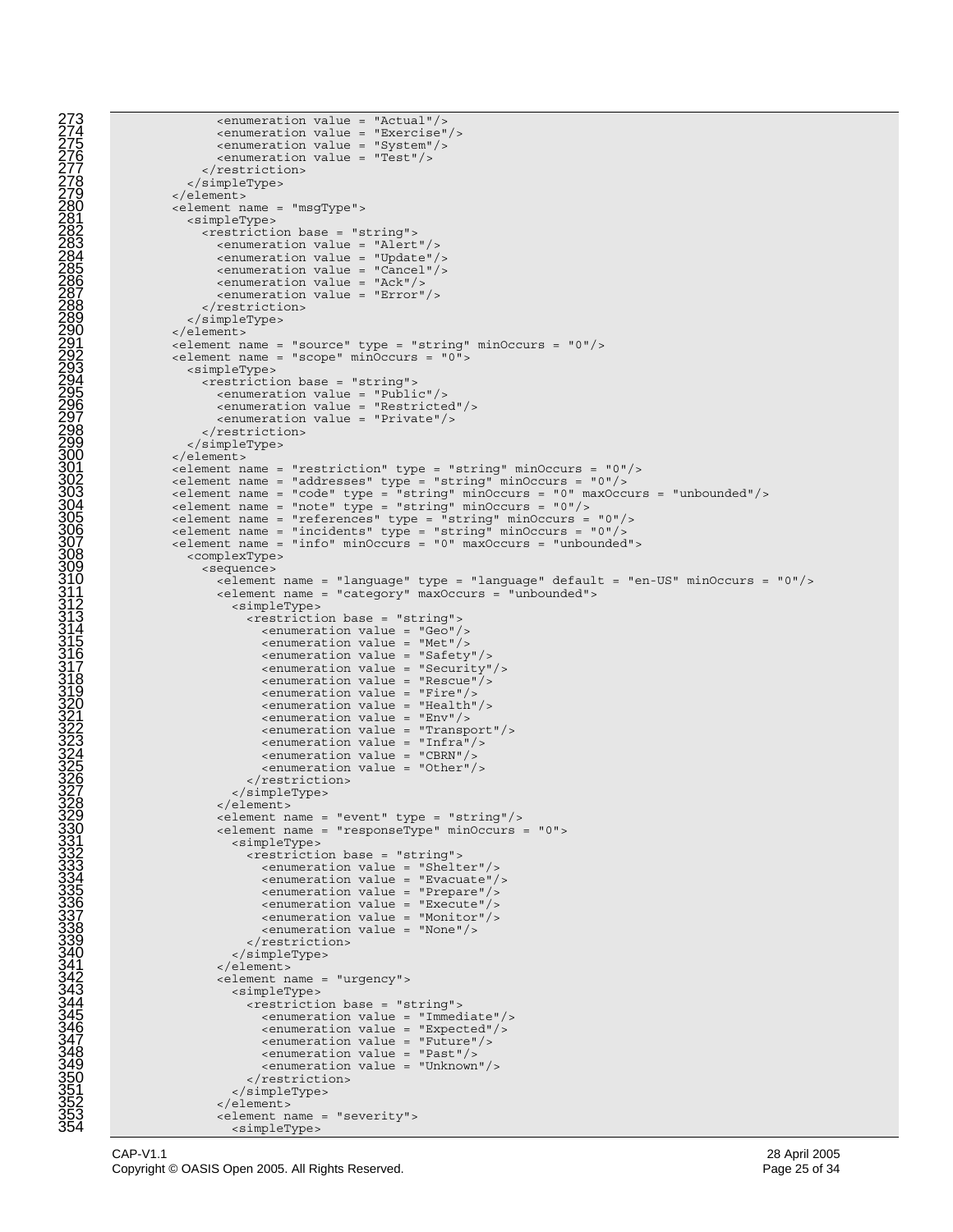```
273                  <enumeration value = "Actual"/>
274                  <enumeration value = "Exercise"/>
275                  <enumeration value = "System"/>
276                  <enumeration value = "Test"/>
277                </restriction>
278              </simpleType>
279            </element>
280            <element name = "msgType">
281              <simpleType>
282                <restriction base = "string">
283                  <enumeration value = "Alert"/>
284                  <enumeration value = "Update"/>
285                  <enumeration value = "Cancel"/>
286                  <enumeration value = "Ack"/>
287                  <enumeration value = "Error"/>
288                </restriction>
289              </simpleType>
290            </element>
291            <element name = "source" type = "string" minOccurs = "0"/>
292            <element name = "scope" minOccurs = "0">
293              <simpleType>
294                <restriction base = "string">
295                  <enumeration value = "Public"/>
296                  <enumeration value = "Restricted"/>
297                  <enumeration value = "Private"/>
298                </restriction>
299              </simpleType>
300            </element>
301            <element name = "restriction" type = "string" minOccurs = "0"/>
302            <element name = "addresses" type = "string" minOccurs = "0"/>
303            <element name = "code" type = "string" minOccurs = "0" maxOccurs = "unbounded"/>
304            <element name = "note" type = "string" minOccurs = "0"/>
305            <element name = "references" type = "string" minOccurs = "0"/>
306            <element name = "incidents" type = "string" minOccurs = "0"/>
307            <element name = "info" minOccurs = "0" maxOccurs = "unbounded">
308              <complexType>
309                <sequence>
310                  <element name = "language" type = "language" default = "en-US" minOccurs = "0"/>
311                  <element name = "category" maxOccurs = "unbounded">
312                    <simpleType>
313                      <restriction base = "string">
314                        <enumeration value = "Geo"/>
315                        <enumeration value = "Met"/>
316                        <enumeration value = "Safety"/>
317                        <enumeration value = "Security"/>
318                        <enumeration value = "Rescue"/>
319                        <enumeration value = "Fire"/>
320                        <enumeration value = "Health"/>
321                        <enumeration value = "Env"/>
322                        <enumeration value = "Transport"/>
323                        <enumeration value = "Infra"/>
324                        <enumeration value = "CBRN"/>
325                        <enumeration value = "Other"/>
326                      </restriction>
327                    </simpleType>
328                  </element>
329                  <element name = "event" type = "string"/>
330                  <element name = "responseType" minOccurs = "0">
331                    <simpleType>
332                      <restriction base = "string">
333                        <enumeration value = "Shelter"/>
334                        <enumeration value = "Evacuate"/>
335                        <enumeration value = "Prepare"/>
336                        <enumeration value = "Execute"/>
337                        <enumeration value = "Monitor"/>
338                        <enumeration value = "None"/>
339                      </restriction>
340                    </simpleType>
341                  </element>
342                  <element name = "urgency">
343                    <simpleType>
344                      <restriction base = "string">
345                        <enumeration value = "Immediate"/>
346                        <enumeration value = "Expected"/>
347                        <enumeration value = "Future"/>
348                        <enumeration value = "Past"/>
349                        <enumeration value = "Unknown"/>
350                      </restriction>
351                    </simpleType>
352                  </element>
353                  <element name = "severity">
354                    <simpleType>
```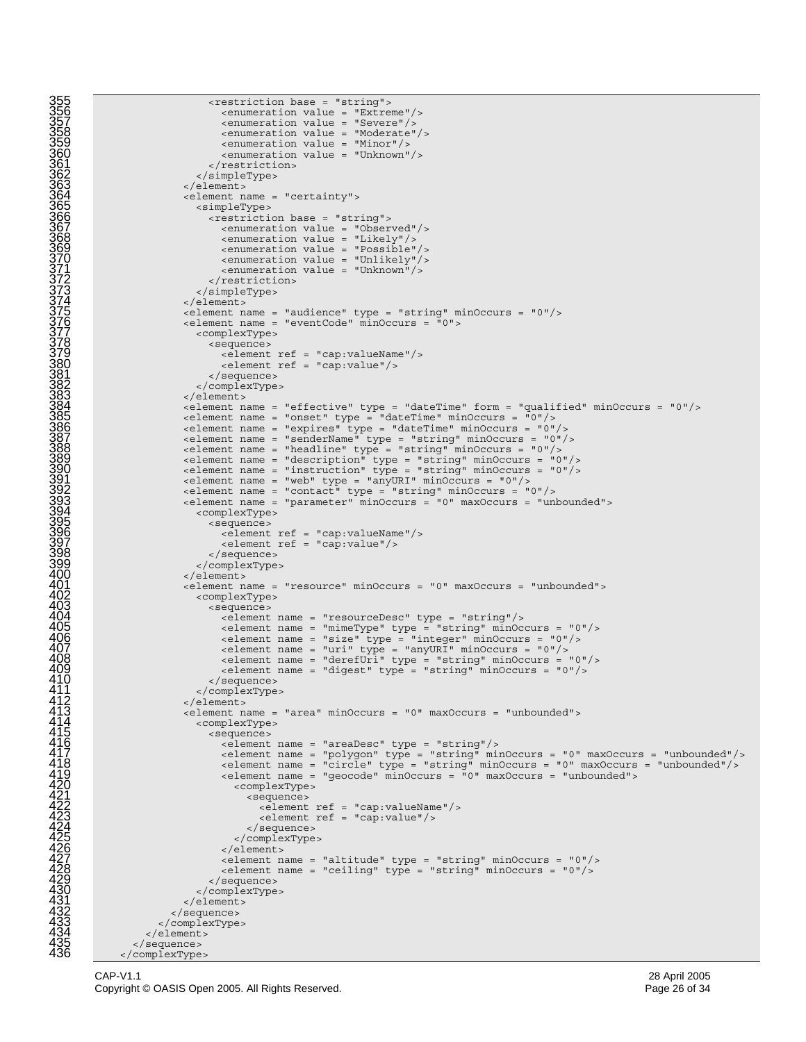```
355                     <restriction base = "string">
356                       <enumeration value = "Extreme"/>
357                       <enumeration value = "Severe"/>
358                       <enumeration value = "Moderate"/>
359                       <enumeration value = "Minor"/>
360                       <enumeration value = "Unknown"/>
361                     </restriction>
362                   </simpleType>
363                 </element>
364                 <element name = "certainty">
365                   <simpleType>
366                     <restriction base = "string">
367                       <enumeration value = "Observed"/>
368                       <enumeration value = "Likely"/>
369                       <enumeration value = "Possible"/>
370                       <enumeration value = "Unlikely"/>
371                       <enumeration value = "Unknown"/>
372                     </restriction>
373                   </simpleType>
374                 </element>
375                 <element name = "audience" type = "string" minOccurs = "0"/>
376                 <element name = "eventCode" minOccurs = "0">
377                   <complexType>
378                     <sequence>
379                       <element ref = "cap:valueName"/>
380                       <element ref = "cap:value"/>
381                     </sequence>
382                   </complexType>
383                 </element>
384                 <element name = "effective" type = "dateTime" form = "qualified" minOccurs = "0"/>
385                 <element name = "onset" type = "dateTime" minOccurs = "0"/>
386                 <element name = "expires" type = "dateTime" minOccurs = "0"/>
387                 <element name = "senderName" type = "string" minOccurs = "0"/>
388                 <element name = "headline" type = "string" minOccurs = "0"/>
389                 <element name = "description" type = "string" minOccurs = "0"/>
390                 <element name = "instruction" type = "string" minOccurs = "0"/>
391                 <element name = "web" type = "anyURI" minOccurs = "0"/>
392                 <element name = "contact" type = "string" minOccurs = "0"/>
393                 <element name = "parameter" minOccurs = "0" maxOccurs = "unbounded">
394                   <complexType>
395                     <sequence>
396                       <element ref = "cap:valueName"/>
397                       <element ref = "cap:value"/>
398                     </sequence>
399                   </complexType>
400                 </element>
401                 <element name = "resource" minOccurs = "0" maxOccurs = "unbounded">
402                   <complexType>
403                     <sequence>
404                       <element name = "resourceDesc" type = "string"/>
405                       <element name = "mimeType" type = "string" minOccurs = "0"/>
406                       <element name = "size" type = "integer" minOccurs = "0"/>
407                       <element name = "uri" type = "anyURI" minOccurs = "0"/>
408                       <element name = "derefUri" type = "string" minOccurs = "0"/>
409                       <element name = "digest" type = "string" minOccurs = "0"/>
410                     </sequence>
411                   </complexType>
412                 </element>
413                 <element name = "area" minOccurs = "0" maxOccurs = "unbounded">
414                   <complexType>
415                     <sequence>
416                       <element name = "areaDesc" type = "string"/>
417                       <element name = "polygon" type = "string" minOccurs = "0" maxOccurs = "unbounded"/>
418                       <element name = "circle" type = "string" minOccurs = "0" maxOccurs = "unbounded"/>
419                       <element name = "geocode" minOccurs = "0" maxOccurs = "unbounded">
420                         <complexType>
421                           <sequence>
422                             <element ref = "cap:valueName"/>
423                             <element ref = "cap:value"/>
424                           </sequence>
425                         </complexType>
426                       </element>
427                       <element name = "altitude" type = "string" minOccurs = "0"/>
428                       <element name = "ceiling" type = "string" minOccurs = "0"/>
429                     </sequence>
430                   </complexType>
431                 </element>
432               </sequence>
433             </complexType>
434           </element>
435         </sequence>
436       </complexType>
```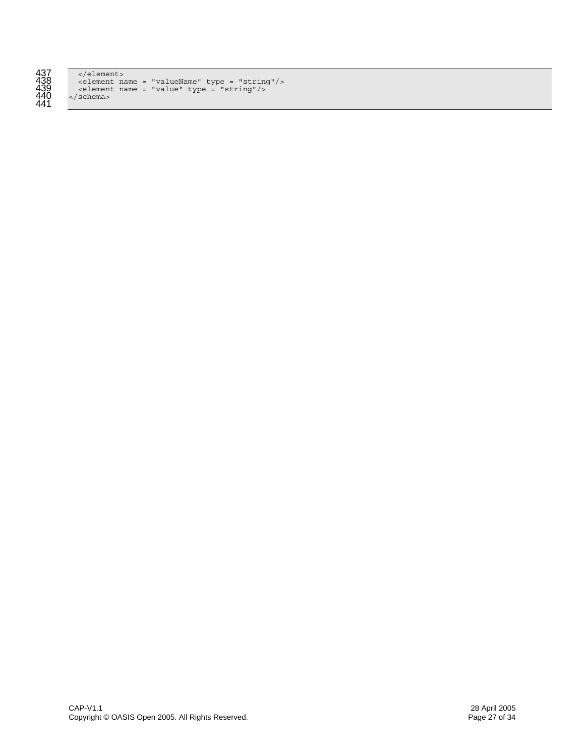```
    </element>
    <element name = "valueName" type = "string"/>
    <element name = "value" type = "string"/>
</schema>
```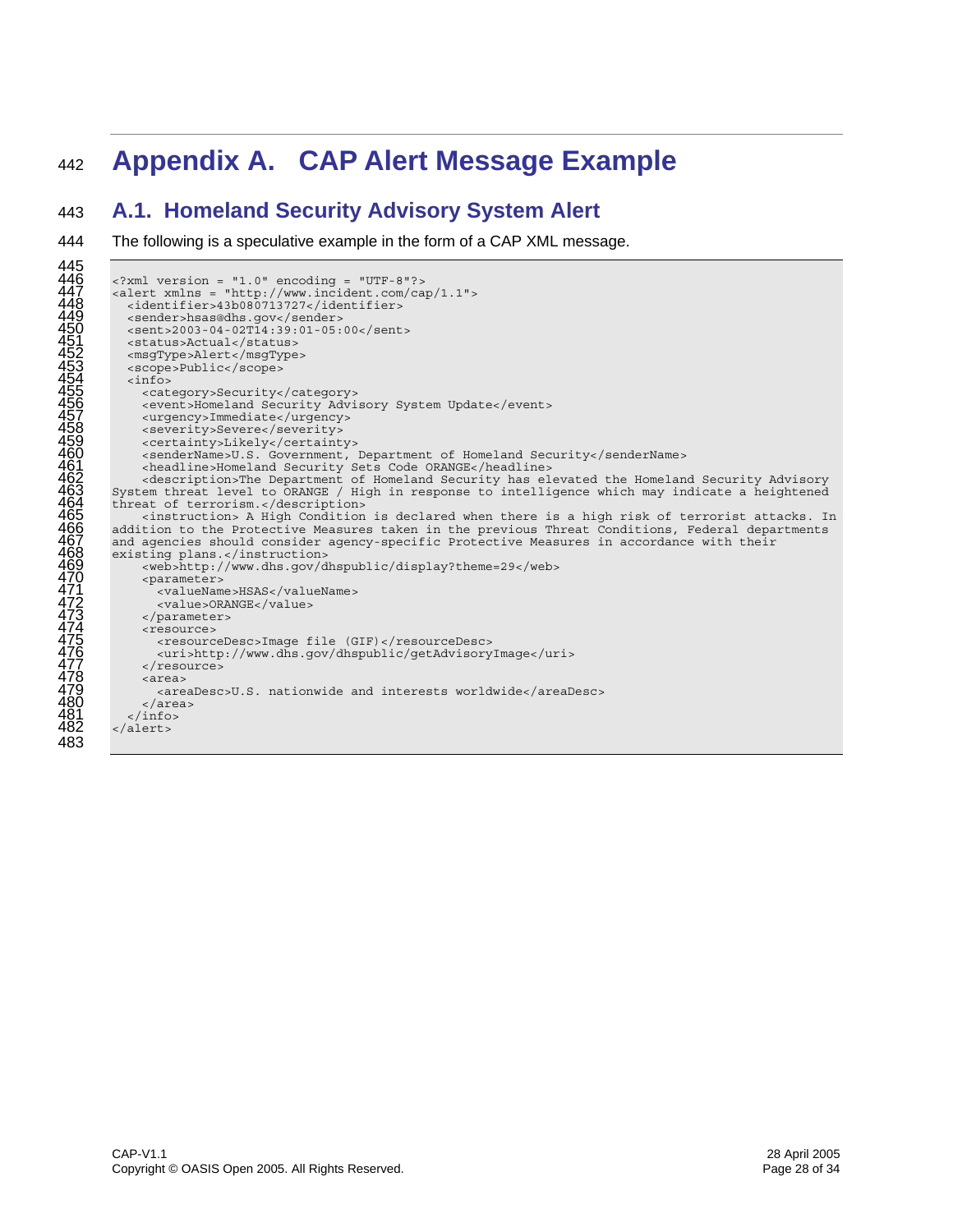# Appendix A. CAP Alert Message Example

## A.1. Homeland Security Advisory System Alert

The following is a speculative example in the form of a CAP XML message.

```
<?xml version = "1.0" encoding = "UTF-8"?>
<alert xmlns = "http://www.incident.com/cap/1.1">
  <identifier>43b080713727</identifier>
  <sender>hsas@dhs.gov</sender>
  <sent>2003-04-02T14:39:01-05:00</sent>
  <status>Actual</status>
  <msgType>Alert</msgType>
  <scope>Public</scope>
  <info>
    <category>Security</category>
    <event>Homeland Security Advisory System Update</event>
    <urgency>Immediate</urgency>
    <severity>Severe</severity>
    <certainty>Likely</certainty>
    <senderName>U.S. Government, Department of Homeland Security</senderName>
    <headline>Homeland Security Sets Code ORANGE</headline>
    <description>The Department of Homeland Security has elevated the Homeland Security Advisory
System threat level to ORANGE / High in response to intelligence which may indicate a heightened
threat of terrorism.</description>
    <instruction> A High Condition is declared when there is a high risk of terrorist attacks. In
addition to the Protective Measures taken in the previous Threat Conditions, Federal departments
and agencies should consider agency-specific Protective Measures in accordance with their
existing plans.</instruction>
    <web>http://www.dhs.gov/dhspublic/display?theme=29</web>
    <parameter>
      <valueName>HSAS</valueName>
      <value>ORANGE</value>
    </parameter>
    <resource>
      <resourceDesc>Image file (GIF)</resourceDesc>
      <uri>http://www.dhs.gov/dhspublic/getAdvisoryImage</uri>
    </resource>
    <area>
      <areaDesc>U.S. nationwide and interests worldwide</areaDesc>
    </area>
  </info>
</alert>
```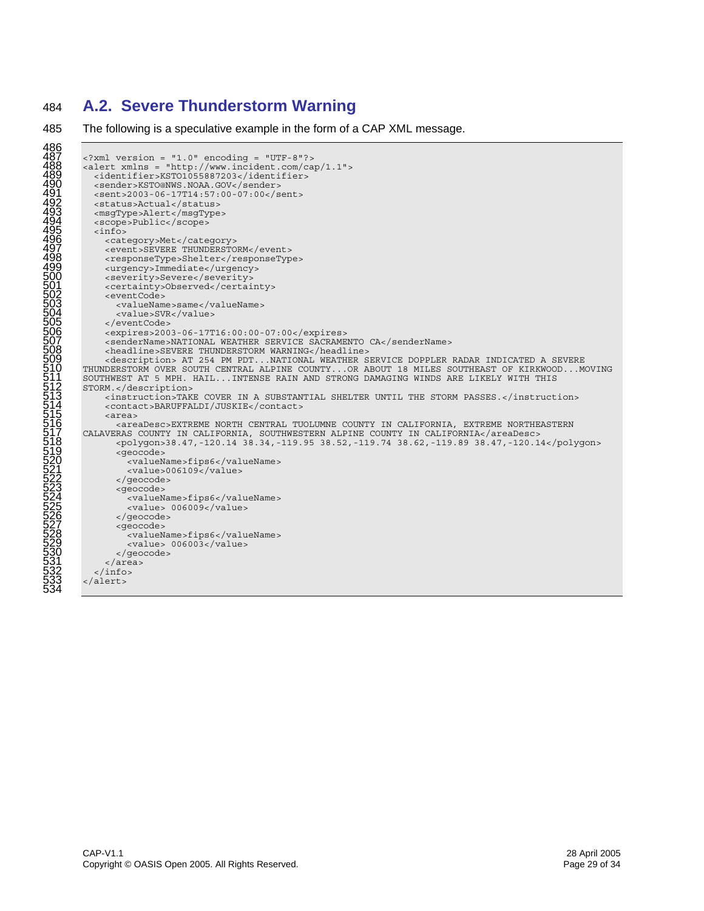## A.2. Severe Thunderstorm Warning

The following is a speculative example in the form of a CAP XML message.

```
<?xml version = "1.0" encoding = "UTF-8"?>
<alert xmlns = "http://www.incident.com/cap/1.1">
  <identifier>KSTO1055887203</identifier>
  <sender>KSTO@NWS.NOAA.GOV</sender>
  <sent>2003-06-17T14:57:00-07:00</sent>
  <status>Actual</status>
  <msgType>Alert</msgType>
  <scope>Public</scope>
  <info>
    <category>Met</category>
    <event>SEVERE THUNDERSTORM</event>
    <responseType>Shelter</responseType>
    <urgency>Immediate</urgency>
    <severity>Severe</severity>
    <certainty>Observed</certainty>
    <eventCode>
      <valueName>same</valueName>
      <value>SVR</value>
    </eventCode>
    <expires>2003-06-17T16:00:00-07:00</expires>
    <senderName>NATIONAL WEATHER SERVICE SACRAMENTO CA</senderName>
    <headline>SEVERE THUNDERSTORM WARNING</headline>
    <description> AT 254 PM PDT...NATIONAL WEATHER SERVICE DOPPLER RADAR INDICATED A SEVERE
THUNDERSTORM OVER SOUTH CENTRAL ALPINE COUNTY...OR ABOUT 18 MILES SOUTHEAST OF KIRKWOOD...MOVING
SOUTHWEST AT 5 MPH. HAIL...INTENSE RAIN AND STRONG DAMAGING WINDS ARE LIKELY WITH THIS
STORM.</description>
    <instruction>TAKE COVER IN A SUBSTANTIAL SHELTER UNTIL THE STORM PASSES.</instruction>
    <contact>BARUFFALDI/JUSKIE</contact>
    <area>
      <areaDesc>EXTREME NORTH CENTRAL TUOLUMNE COUNTY IN CALIFORNIA, EXTREME NORTHEASTERN
CALAVERAS COUNTY IN CALIFORNIA, SOUTHWESTERN ALPINE COUNTY IN CALIFORNIA</areaDesc>
      <polygon>38.47,-120.14 38.34,-119.95 38.52,-119.74 38.62,-119.89 38.47,-120.14</polygon>
      <geocode>
        <valueName>fips6</valueName>
        <value>006109</value>
      </geocode>
      <geocode>
        <valueName>fips6</valueName>
        <value> 006009</value>
      </geocode>
      <geocode>
        <valueName>fips6</valueName>
        <value> 006003</value>
      </geocode>
    </area>
  </info>
</alert>
```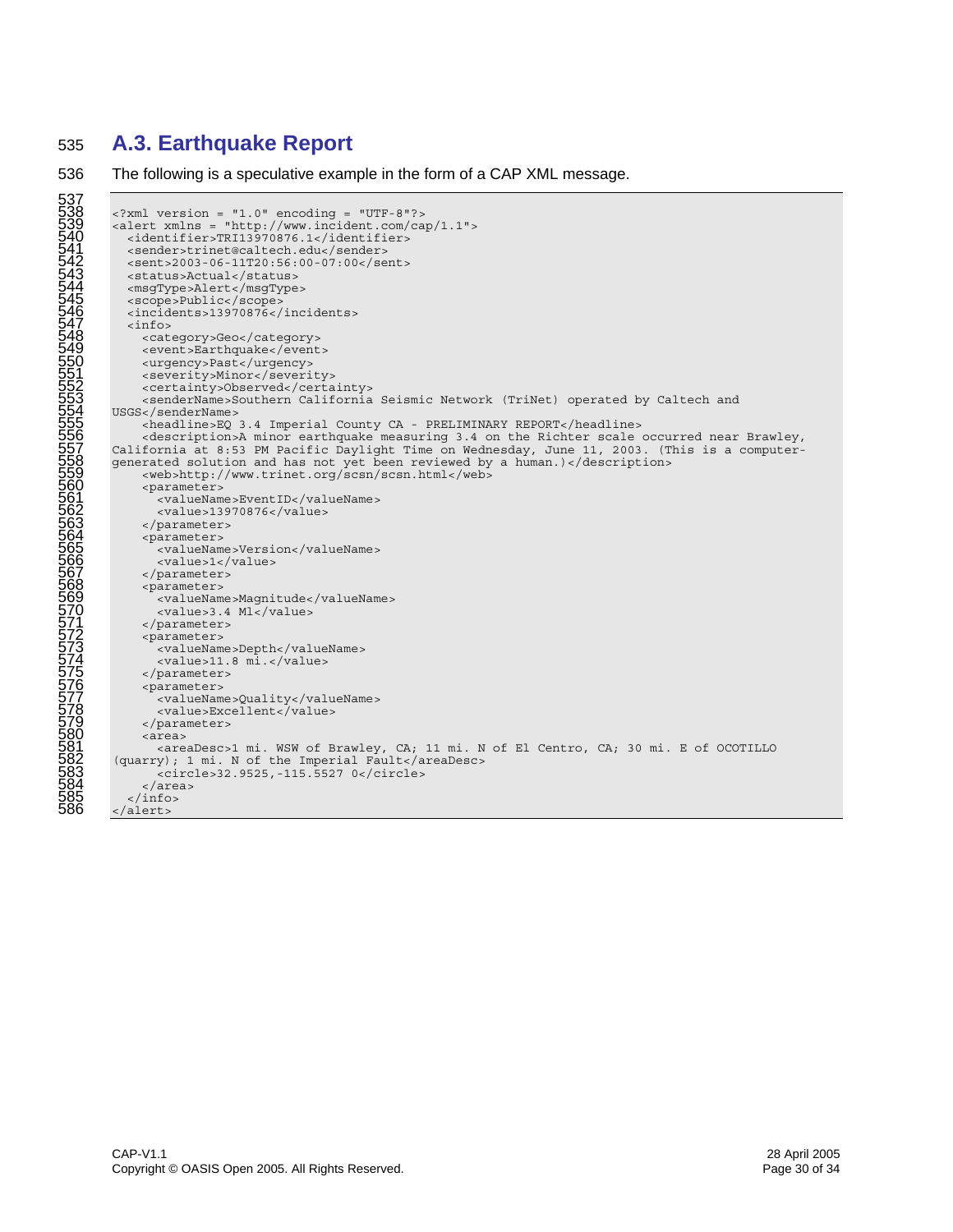## A.3. Earthquake Report

The following is a speculative example in the form of a CAP XML message.

```
<?xml version = "1.0" encoding = "UTF-8"?>
<alert xmlns = "http://www.incident.com/cap/1.1">
  <identifier>TRI13970876.1</identifier>
  <sender>trinet@caltech.edu</sender>
  <sent>2003-06-11T20:56:00-07:00</sent>
  <status>Actual</status>
  <msgType>Alert</msgType>
  <scope>Public</scope>
  <incidents>13970876</incidents>
  <info>
    <category>Geo</category>
    <event>Earthquake</event>
    <urgency>Past</urgency>
    <severity>Minor</severity>
    <certainty>Observed</certainty>
    <senderName>Southern California Seismic Network (TriNet) operated by Caltech and
USGS</senderName>
    <headline>EQ 3.4 Imperial County CA - PRELIMINARY REPORT</headline>
    <description>A minor earthquake measuring 3.4 on the Richter scale occurred near Brawley,
California at 8:53 PM Pacific Daylight Time on Wednesday, June 11, 2003. (This is a computer-
generated solution and has not yet been reviewed by a human.)</description>
    <web>http://www.trinet.org/scsn/scsn.html</web>
    <parameter>
      <valueName>EventID</valueName>
      <value>13970876</value>
    </parameter>
    <parameter>
      <valueName>Version</valueName>
      <value>1</value>
    </parameter>
    <parameter>
      <valueName>Magnitude</valueName>
      <value>3.4 Ml</value>
    </parameter>
    <parameter>
      <valueName>Depth</valueName>
      <value>11.8 mi.</value>
    </parameter>
    <parameter>
      <valueName>Quality</valueName>
      <value>Excellent</value>
    </parameter>
    <area>
      <areaDesc>1 mi. WSW of Brawley, CA; 11 mi. N of El Centro, CA; 30 mi. E of OCOTILLO
(quarry); 1 mi. N of the Imperial Fault</areaDesc>
      <circle>32.9525,-115.5527 0</circle>
    </area>
  </info>
</alert>
```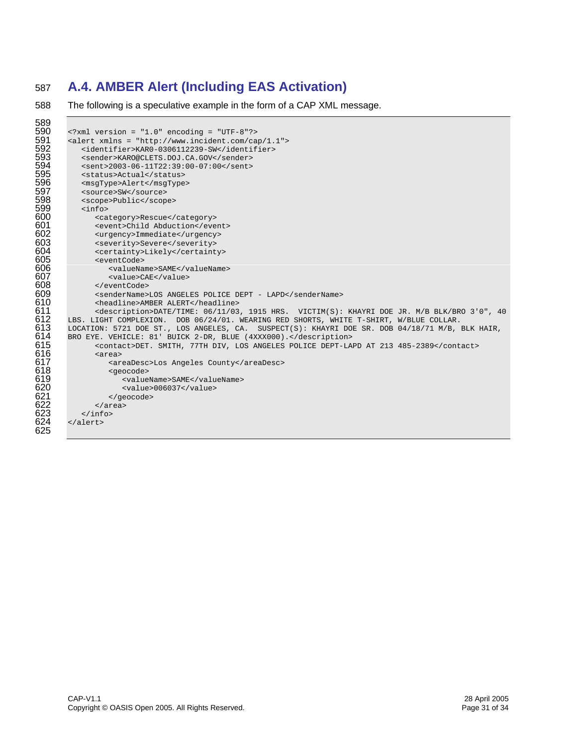## A.4. AMBER Alert (Including EAS Activation)

The following is a speculative example in the form of a CAP XML message.

```
<?xml version = "1.0" encoding = "UTF-8"?>
<alert xmlns = "http://www.incident.com/cap/1.1">
   <identifier>KAR0-0306112239-SW</identifier>
   <sender>KARO@CLETS.DOJ.CA.GOV</sender>
   <sent>2003-06-11T22:39:00-07:00</sent>
   <status>Actual</status>
   <msgType>Alert</msgType>
   <source>SW</source>
   <scope>Public</scope>
   <info>
      <category>Rescue</category>
      <event>Child Abduction</event>
      <urgency>Immediate</urgency>
      <severity>Severe</severity>
      <certainty>Likely</certainty>
      <eventCode>
         <valueName>SAME</valueName>
         <value>CAE</value>
      </eventCode>
      <senderName>LOS ANGELES POLICE DEPT - LAPD</senderName>
      <headline>AMBER ALERT</headline>
      <description>DATE/TIME: 06/11/03, 1915 HRS.  VICTIM(S): KHAYRI DOE JR. M/B BLK/BRO 3'0", 40 
LBS. LIGHT COMPLEXION.  DOB 06/24/01. WEARING RED SHORTS, WHITE T-SHIRT, W/BLUE COLLAR. 
LOCATION: 5721 DOE ST., LOS ANGELES, CA.  SUSPECT(S): KHAYRI DOE SR. DOB 04/18/71 M/B, BLK HAIR, 
BRO EYE. VEHICLE: 81' BUICK 2-DR, BLUE (4XXX000).</description>
      <contact>DET. SMITH, 77TH DIV, LOS ANGELES POLICE DEPT-LAPD AT 213 485-2389</contact>
      <area>
         <areaDesc>Los Angeles County</areaDesc>
         <geocode>
            <valueName>SAME</valueName>
            <value>006037</value>
         </geocode>
      </area>
   </info>
</alert>
```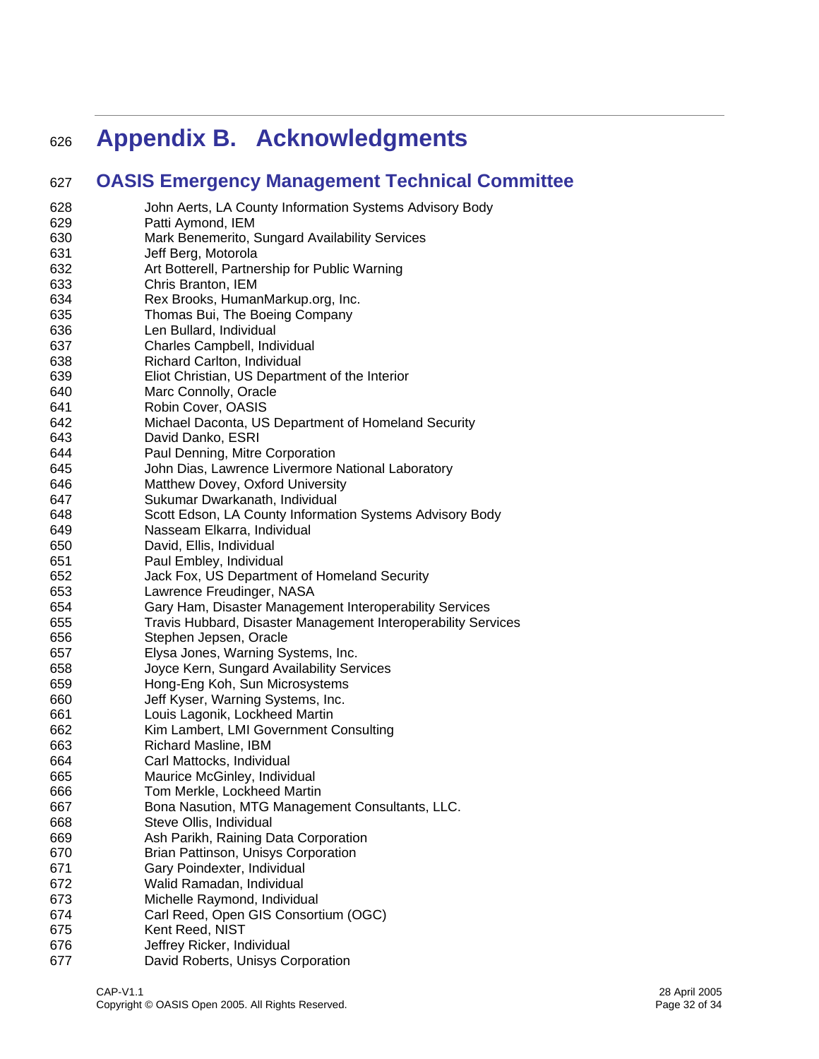# Appendix B. Acknowledgments

## OASIS Emergency Management Technical Committee

John Aerts, LA County Information Systems Advisory Body
Patti Aymond, IEM
Mark Benemerito, Sungard Availability Services
Jeff Berg, Motorola
Art Botterell, Partnership for Public Warning
Chris Branton, IEM
Rex Brooks, HumanMarkup.org, Inc.
Thomas Bui, The Boeing Company
Len Bullard, Individual
Charles Campbell, Individual
Richard Carlton, Individual
Eliot Christian, US Department of the Interior
Marc Connolly, Oracle
Robin Cover, OASIS
Michael Daconta, US Department of Homeland Security
David Danko, ESRI
Paul Denning, Mitre Corporation
John Dias, Lawrence Livermore National Laboratory
Matthew Dovey, Oxford University
Sukumar Dwarkanath, Individual
Scott Edson, LA County Information Systems Advisory Body
Nasseam Elkarra, Individual
David, Ellis, Individual
Paul Embley, Individual
Jack Fox, US Department of Homeland Security
Lawrence Freudinger, NASA
Gary Ham, Disaster Management Interoperability Services
Travis Hubbard, Disaster Management Interoperability Services
Stephen Jepsen, Oracle
Elysa Jones, Warning Systems, Inc.
Joyce Kern, Sungard Availability Services
Hong-Eng Koh, Sun Microsystems
Jeff Kyser, Warning Systems, Inc.
Louis Lagonik, Lockheed Martin
Kim Lambert, LMI Government Consulting
Richard Masline, IBM
Carl Mattocks, Individual
Maurice McGinley, Individual
Tom Merkle, Lockheed Martin
Bona Nasution, MTG Management Consultants, LLC.
Steve Ollis, Individual
Ash Parikh, Raining Data Corporation
Brian Pattinson, Unisys Corporation
Gary Poindexter, Individual
Walid Ramadan, Individual
Michelle Raymond, Individual
Carl Reed, Open GIS Consortium (OGC)
Kent Reed, NIST
Jeffrey Ricker, Individual
David Roberts, Unisys Corporation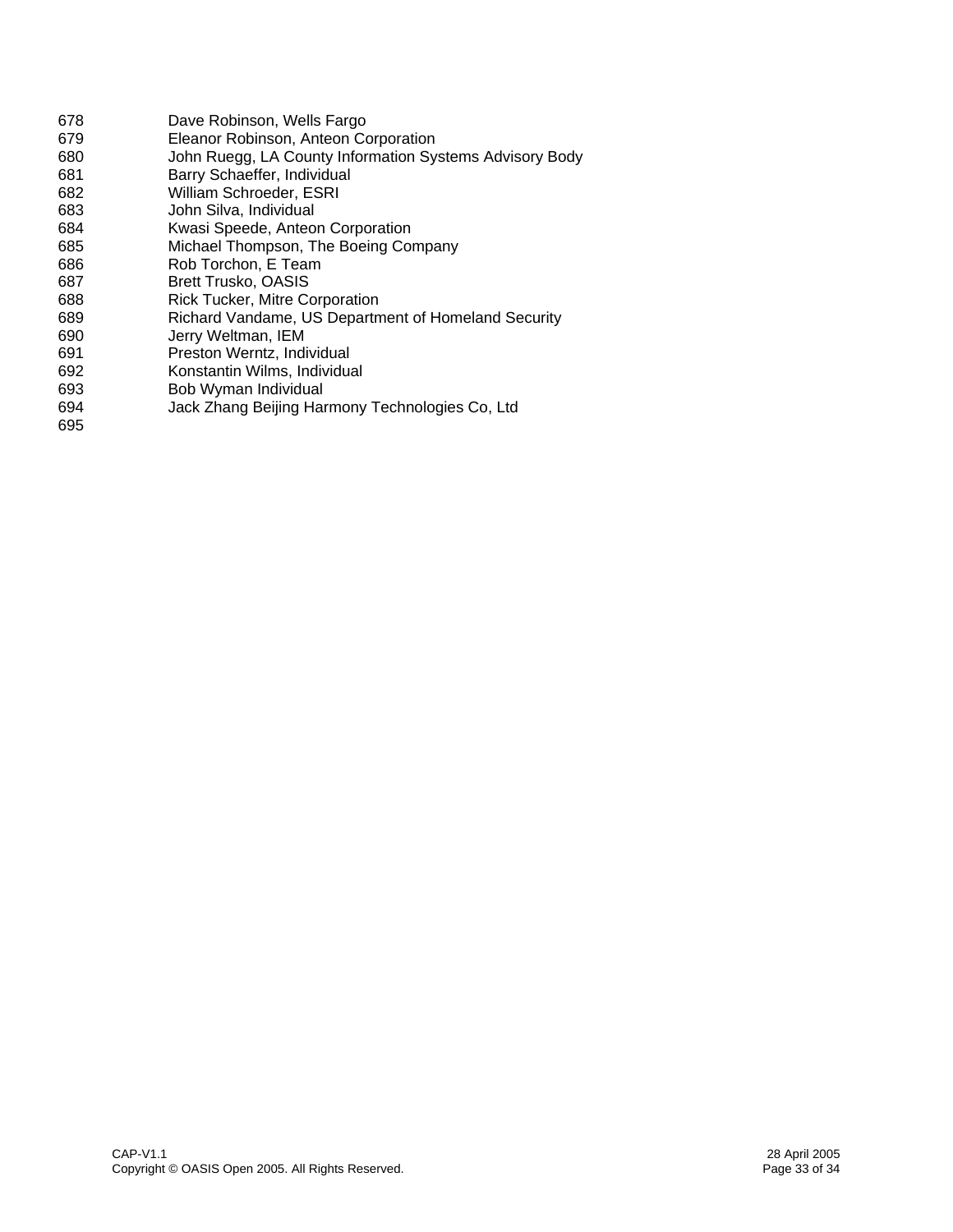678 Dave Robinson, Wells Fargo
679 Eleanor Robinson, Anteon Corporation
680 John Ruegg, LA County Information Systems Advisory Body
681 Barry Schaeffer, Individual
682 William Schroeder, ESRI
683 John Silva, Individual
684 Kwasi Speede, Anteon Corporation
685 Michael Thompson, The Boeing Company
686 Rob Torchon, E Team
687 Brett Trusko, OASIS
688 Rick Tucker, Mitre Corporation
689 Richard Vandame, US Department of Homeland Security
690 Jerry Weltman, IEM
691 Preston Werntz, Individual
692 Konstantin Wilms, Individual
693 Bob Wyman Individual
694 Jack Zhang Beijing Harmony Technologies Co, Ltd
695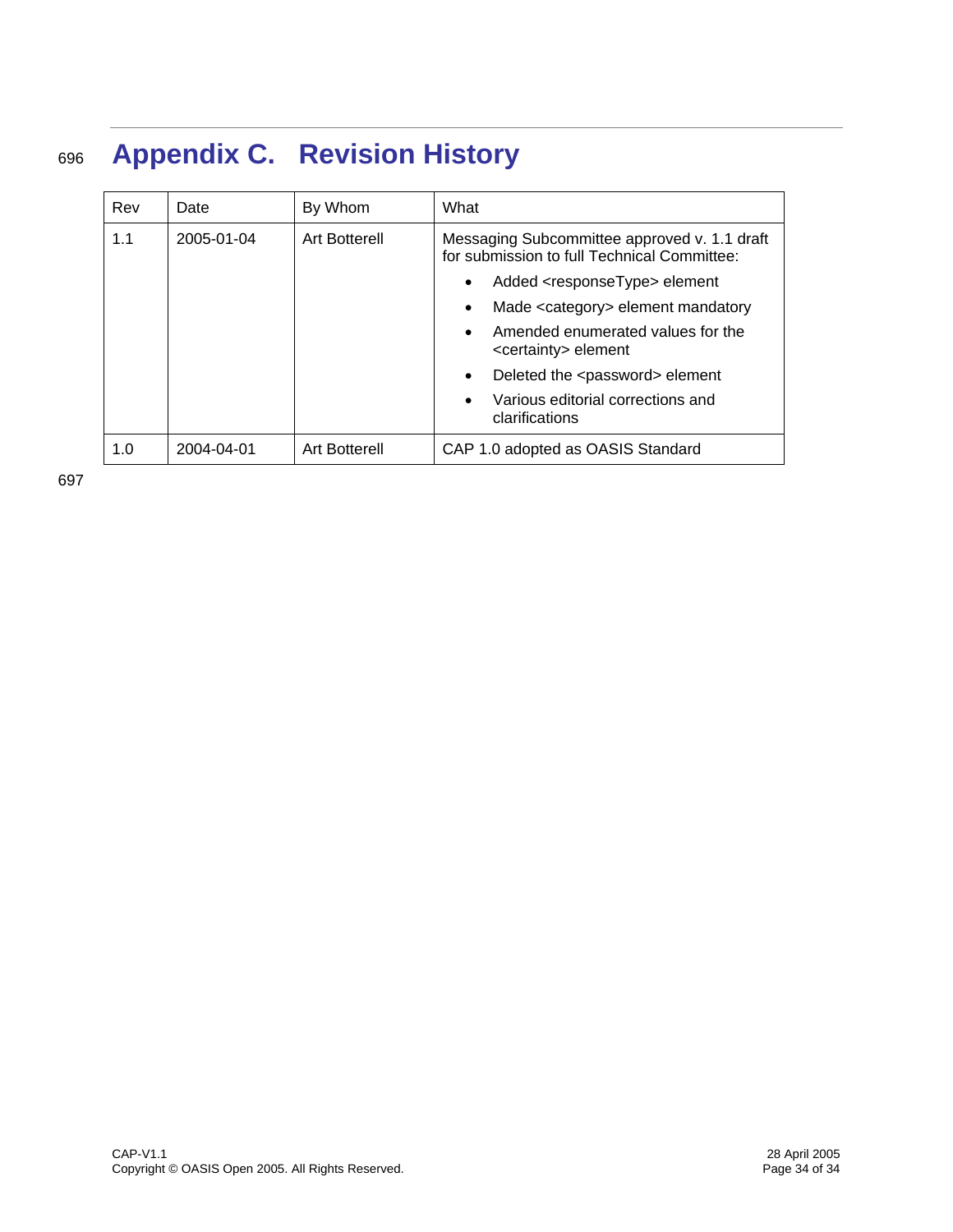# Appendix C. Revision History

| Rev | Date | By Whom | What |
|---|---|---|---|
| 1.1 | 2005-01-04 | Art Botterell | Messaging Subcommittee approved v. 1.1 draft for submission to full Technical Committee:<br>• Added <responseType> element<br>• Made <category> element mandatory<br>• Amended enumerated values for the <certainty> element<br>• Deleted the <password> element<br>• Various editorial corrections and clarifications |
| 1.0 | 2004-04-01 | Art Botterell | CAP 1.0 adopted as OASIS Standard |